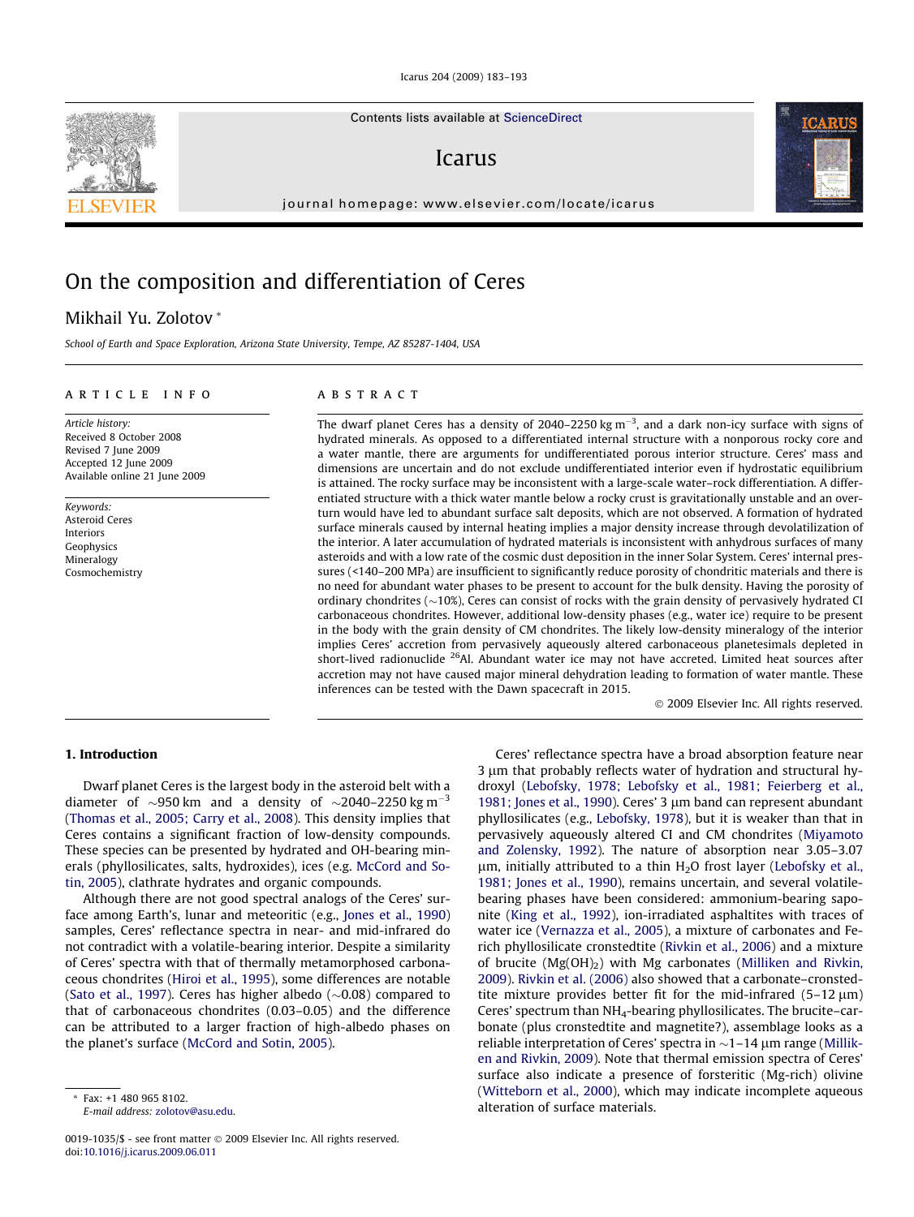Contents lists available at ScienceDirect

# Icarus

journal homepage: www.elsevier.com/locate/icarus

# On the composition and differentiation of Ceres

Mikhail Yu. Zolotov *

*School of Earth and Space Exploration, Arizona State University, Tempe, AZ 85287-1404, USA*

**ARTICLE INFO**

*Article history:*
Received 8 October 2008
Revised 7 June 2009
Accepted 12 June 2009
Available online 21 June 2009

*Keywords:*
Asteroid Ceres
Interiors
Geophysics
Mineralogy
Cosmochemistry

**ABSTRACT**

The dwarf planet Ceres has a density of 2040–2250 kg m$^{-3}$, and a dark non-icy surface with signs of hydrated minerals. As opposed to a differentiated internal structure with a nonporous rocky core and a water mantle, there are arguments for undifferentiated porous interior structure. Ceres' mass and dimensions are uncertain and do not exclude undifferentiated interior even if hydrostatic equilibrium is attained. The rocky surface may be inconsistent with a large-scale water–rock differentiation. A differentiated structure with a thick water mantle below a rocky crust is gravitationally unstable and an overturn would have led to abundant surface salt deposits, which are not observed. A formation of hydrated surface minerals caused by internal heating implies a major density increase through devolatilization of the interior. A later accumulation of hydrated materials is inconsistent with anhydrous surfaces of many asteroids and with a low rate of the cosmic dust deposition in the inner Solar System. Ceres' internal pressures (<140–200 MPa) are insufficient to significantly reduce porosity of chondritic materials and there is no need for abundant water phases to be present to account for the bulk density. Having the porosity of ordinary chondrites (~10%), Ceres can consist of rocks with the grain density of pervasively hydrated CI carbonaceous chondrites. However, additional low-density phases (e.g., water ice) require to be present in the body with the grain density of CM chondrites. The likely low-density mineralogy of the interior implies Ceres' accretion from pervasively aqueously altered carbonaceous planetesimals depleted in short-lived radionuclide $^{26}$Al. Abundant water ice may not have accreted. Limited heat sources after accretion may not have caused major mineral dehydration leading to formation of water mantle. These inferences can be tested with the Dawn spacecraft in 2015.

© 2009 Elsevier Inc. All rights reserved.

## 1. Introduction

Dwarf planet Ceres is the largest body in the asteroid belt with a diameter of ~950 km and a density of ~2040–2250 kg m$^{-3}$ (Thomas et al., 2005; Carry et al., 2008). This density implies that Ceres contains a significant fraction of low-density compounds. These species can be presented by hydrated and OH-bearing minerals (phyllosilicates, salts, hydroxides), ices (e.g. McCord and Sotin, 2005), clathrate hydrates and organic compounds.

Although there are not good spectral analogs of the Ceres' surface among Earth's, lunar and meteoritic (e.g., Jones et al., 1990) samples, Ceres' reflectance spectra in near- and mid-infrared do not contradict with a volatile-bearing interior. Despite a similarity of Ceres' spectra with that of thermally metamorphosed carbonaceous chondrites (Hiroi et al., 1995), some differences are notable (Sato et al., 1997). Ceres has higher albedo (~0.08) compared to that of carbonaceous chondrites (0.03–0.05) and the difference can be attributed to a larger fraction of high-albedo phases on the planet's surface (McCord and Sotin, 2005).

Ceres' reflectance spectra have a broad absorption feature near 3 μm that probably reflects water of hydration and structural hydroxyl (Lebofsky, 1978; Lebofsky et al., 1981; Feierberg et al., 1981; Jones et al., 1990). Ceres' 3 μm band can represent abundant phyllosilicates (e.g., Lebofsky, 1978), but it is weaker than that in pervasively aqueously altered CI and CM chondrites (Miyamoto and Zolensky, 1992). The nature of absorption near 3.05–3.07 μm, initially attributed to a thin $H_2O$ frost layer (Lebofsky et al., 1981; Jones et al., 1990), remains uncertain, and several volatile-bearing phases have been considered: ammonium-bearing saponite (King et al., 1992), ion-irradiated asphaltites with traces of water ice (Vernazza et al., 2005), a mixture of carbonates and Fe-rich phyllosilicate cronstedtite (Rivkin et al., 2006) and a mixture of brucite ($Mg(OH)_2$) with Mg carbonates (Milliken and Rivkin, 2009). Rivkin et al. (2006) also showed that a carbonate–cronstedtite mixture provides better fit for the mid-infrared (5–12 μm) Ceres' spectrum than $NH_4$-bearing phyllosilicates. The brucite–carbonate (plus cronstedtite and magnetite?), assemblage looks as a reliable interpretation of Ceres' spectra in ~1–14 μm range (Milliken and Rivkin, 2009). Note that thermal emission spectra of Ceres' surface also indicate a presence of forsteritic (Mg-rich) olivine (Witteborn et al., 2000), which may indicate incomplete aqueous alteration of surface materials.

* Fax: +1 480 965 8102.
*E-mail address:* zolotov@asu.edu.

0019-1035/$ - see front matter © 2009 Elsevier Inc. All rights reserved.
doi:10.1016/j.icarus.2009.06.011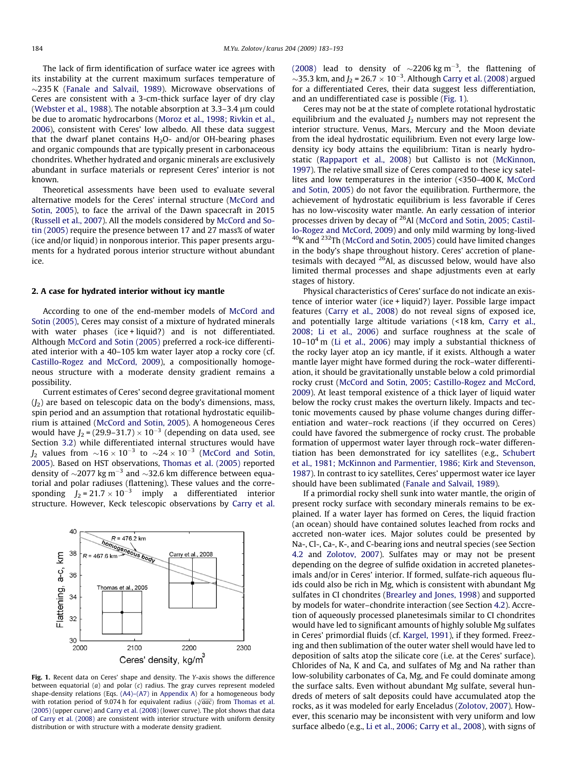The lack of firm identification of surface water ice agrees with its instability at the current maximum surfaces temperature of ~235 K (Fanale and Salvail, 1989). Microwave observations of Ceres are consistent with a 3-cm-thick surface layer of dry clay (Webster et al., 1988). The notable absorption at 3.3–3.4 μm could be due to aromatic hydrocarbons (Moroz et al., 1998; Rivkin et al., 2006), consistent with Ceres' low albedo. All these data suggest that the dwarf planet contains $H_2O$- and/or OH-bearing phases and organic compounds that are typically present in carbonaceous chondrites. Whether hydrated and organic minerals are exclusively abundant in surface materials or represent Ceres' interior is not known.

Theoretical assessments have been used to evaluate several alternative models for the Ceres' internal structure (McCord and Sotin, 2005), to face the arrival of the Dawn spacecraft in 2015 (Russell et al., 2007). All the models considered by McCord and Sotin (2005) require the presence between 17 and 27 mass% of water (ice and/or liquid) in nonporous interior. This paper presents arguments for a hydrated porous interior structure without abundant ice.

## 2. A case for hydrated interior without icy mantle

According to one of the end-member models of McCord and Sotin (2005), Ceres may consist of a mixture of hydrated minerals with water phases (ice + liquid?) and is not differentiated. Although McCord and Sotin (2005) preferred a rock-ice differentiated interior with a 40–105 km water layer atop a rocky core (cf. Castillo-Rogez and McCord, 2009), a compositionally homogeneous structure with a moderate density gradient remains a possibility.

Current estimates of Ceres' second degree gravitational moment ($J_2$) are based on telescopic data on the body's dimensions, mass, spin period and an assumption that rotational hydrostatic equilibrium is attained (McCord and Sotin, 2005). A homogeneous Ceres would have $J_2 = (29.9\text{–}31.7) \times 10^{-3}$ (depending on data used, see Section 3.2) while differentiated internal structures would have $J_2$ values from $\sim 16 \times 10^{-3}$ to $\sim 24 \times 10^{-3}$ (McCord and Sotin, 2005). Based on HST observations, Thomas et al. (2005) reported density of $\sim 2077$ kg m$^{-3}$ and ~32.6 km difference between equatorial and polar radiuses (flattening). These values and the corresponding $J_2 = 21.7 \times 10^{-3}$ imply a differentiated interior structure. However, Keck telescopic observations by Carry et al. (2008) lead to density of $\sim 2206$ kg m$^{-3}$, the flattening of ~35.3 km, and $J_2 = 26.7 \times 10^{-3}$. Although Carry et al. (2008) argued for a differentiated Ceres, their data suggest less differentiation, and an undifferentiated case is possible (Fig. 1).

Fig. 1. Recent data on Ceres' shape and density. The Y-axis shows the difference between equatorial (*a*) and polar (*c*) radius. The gray curves represent modeled shape-density relations (Eqs. (A4)–(A7) in Appendix A) for a homogeneous body with rotation period of 9.074 h for equivalent radius ($\sqrt[3]{aac}$) from Thomas et al. (2005) (upper curve) and Carry et al. (2008) (lower curve). The plot shows that data of Carry et al. (2008) are consistent with interior structure with uniform density distribution or with structure with a moderate density gradient.

Ceres may not be at the state of complete rotational hydrostatic equilibrium and the evaluated $J_2$ numbers may not represent the interior structure. Venus, Mars, Mercury and the Moon deviate from the ideal hydrostatic equilibrium. Even not every large low-density icy body attains the equilibrium: Titan is nearly hydrostatic (Rappaport et al., 2008) but Callisto is not (McKinnon, 1997). The relative small size of Ceres compared to these icy satellites and low temperatures in the interior (<350–400 K, McCord and Sotin, 2005) do not favor the equilibration. Furthermore, the achievement of hydrostatic equilibrium is less favorable if Ceres has no low-viscosity water mantle. An early cessation of interior processes driven by decay of $^{26}$Al (McCord and Sotin, 2005; Castillo-Rogez and McCord, 2009) and only mild warming by long-lived $^{40}$K and $^{232}$Th (McCord and Sotin, 2005) could have limited changes in the body's shape throughout history. Ceres' accretion of planetesimals with decayed $^{26}$Al, as discussed below, would have also limited thermal processes and shape adjustments even at early stages of history.

Physical characteristics of Ceres' surface do not indicate an existence of interior water (ice + liquid?) layer. Possible large impact features (Carry et al., 2008) do not reveal signs of exposed ice, and potentially large altitude variations (<18 km, Carry et al., 2008; Li et al., 2006) and surface roughness at the scale of $10\text{–}10^4$ m (Li et al., 2006) may imply a substantial thickness of the rocky layer atop an icy mantle, if it exists. Although a water mantle layer might have formed during the rock–water differentiation, it should be gravitationally unstable below a cold primordial rocky crust (McCord and Sotin, 2005; Castillo-Rogez and McCord, 2009). At least temporal existence of a thick layer of liquid water below the rocky crust makes the overturn likely. Impacts and tectonic movements caused by phase volume changes during differentiation and water–rock reactions (if they occurred on Ceres) could have favored the submergence of rocky crust. The probable formation of uppermost water layer through rock–water differentiation has been demonstrated for icy satellites (e.g., Schubert et al., 1981; McKinnon and Parmentier, 1986; Kirk and Stevenson, 1987). In contrast to icy satellites, Ceres' uppermost water ice layer should have been sublimated (Fanale and Salvail, 1989).

If a primordial rocky shell sunk into water mantle, the origin of present rocky surface with secondary minerals remains to be explained. If a water layer has formed on Ceres, the liquid fraction (an ocean) should have contained solutes leached from rocks and accreted non-water ices. Major solutes could be presented by Na-, Cl-, Ca-, K-, and C-bearing ions and neutral species (see Section 4.2 and Zolotov, 2007). Sulfates may or may not be present depending on the degree of sulfide oxidation in accreted planetesimals and/or in Ceres' interior. If formed, sulfate-rich aqueous fluids could also be rich in Mg, which is consistent with abundant Mg sulfates in CI chondrites (Brearley and Jones, 1998) and supported by models for water–chondrite interaction (see Section 4.2). Accretion of aqueously processed planetesimals similar to CI chondrites would have led to significant amounts of highly soluble Mg sulfates in Ceres' primordial fluids (cf. Kargel, 1991), if they formed. Freezing and then sublimation of the outer water shell would have led to deposition of salts atop the silicate core (i.e. at the Ceres' surface). Chlorides of Na, K and Ca, and sulfates of Mg and Na rather than low-solubility carbonates of Ca, Mg, and Fe could dominate among the surface salts. Even without abundant Mg sulfate, several hundreds of meters of salt deposits could have accumulated atop the rocks, as it was modeled for early Enceladus (Zolotov, 2007). However, this scenario may be inconsistent with very uniform and low surface albedo (e.g., Li et al., 2006; Carry et al., 2008), with signs of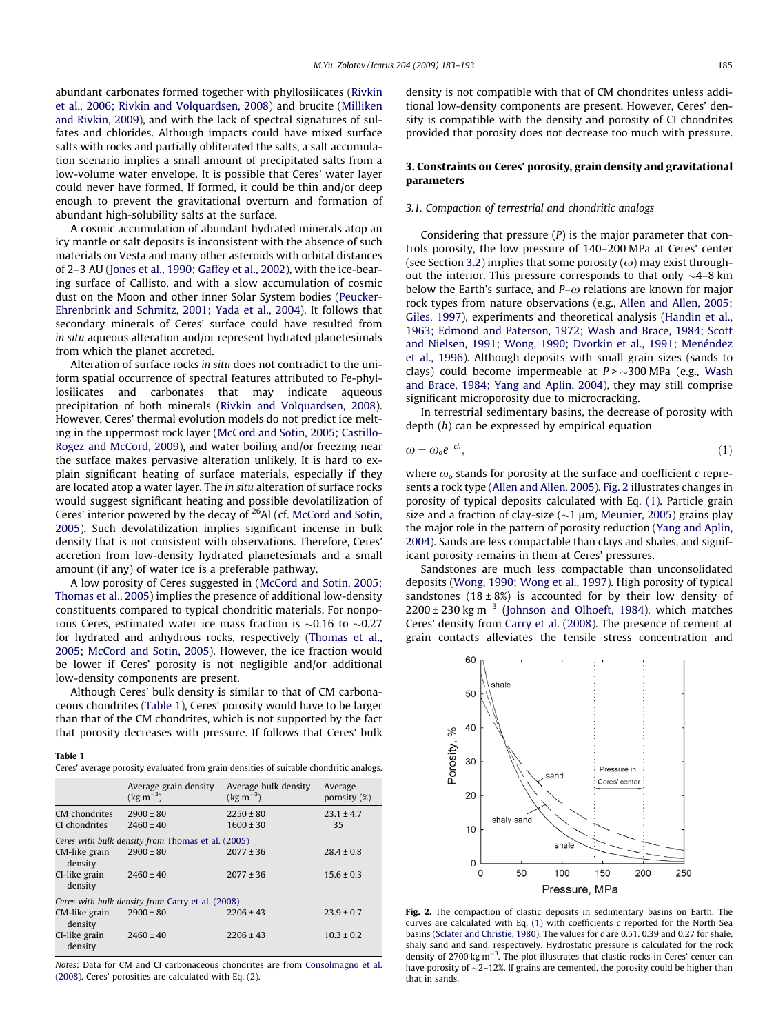abundant carbonates formed together with phyllosilicates (Rivkin et al., 2006; Rivkin and Volquardsen, 2008) and brucite (Milliken and Rivkin, 2009), and with the lack of spectral signatures of sulfates and chlorides. Although impacts could have mixed surface salts with rocks and partially obliterated the salts, a salt accumulation scenario implies a small amount of precipitated salts from a low-volume water envelope. It is possible that Ceres' water layer could never have formed. If formed, it could be thin and/or deep enough to prevent the gravitational overturn and formation of abundant high-solubility salts at the surface.

A cosmic accumulation of abundant hydrated minerals atop an icy mantle or salt deposits is inconsistent with the absence of such materials on Vesta and many other asteroids with orbital distances of 2–3 AU (Jones et al., 1990; Gaffey et al., 2002), with the ice-bearing surface of Callisto, and with a slow accumulation of cosmic dust on the Moon and other inner Solar System bodies (Peucker-Ehrenbrink and Schmitz, 2001; Yada et al., 2004). It follows that secondary minerals of Ceres' surface could have resulted from *in situ* aqueous alteration and/or represent hydrated planetesimals from which the planet accreted.

Alteration of surface rocks *in situ* does not contradict to the uniform spatial occurrence of spectral features attributed to Fe-phyllosilicates and carbonates that may indicate aqueous precipitation of both minerals (Rivkin and Volquardsen, 2008). However, Ceres' thermal evolution models do not predict ice melting in the uppermost rock layer (McCord and Sotin, 2005; Castillo-Rogez and McCord, 2009), and water boiling and/or freezing near the surface makes pervasive alteration unlikely. It is hard to explain significant heating of surface materials, especially if they are located atop a water layer. The *in situ* alteration of surface rocks would suggest significant heating and possible devolatilization of Ceres' interior powered by the decay of $^{26}$Al (cf. McCord and Sotin, 2005). Such devolatilization implies significant incense in bulk density that is not consistent with observations. Therefore, Ceres' accretion from low-density hydrated planetesimals and a small amount (if any) of water ice is a preferable pathway.

A low porosity of Ceres suggested in (McCord and Sotin, 2005; Thomas et al., 2005) implies the presence of additional low-density constituents compared to typical chondritic materials. For nonporous Ceres, estimated water ice mass fraction is ~0.16 to ~0.27 for hydrated and anhydrous rocks, respectively (Thomas et al., 2005; McCord and Sotin, 2005). However, the ice fraction would be lower if Ceres' porosity is not negligible and/or additional low-density components are present.

Although Ceres' bulk density is similar to that of CM carbonaceous chondrites (Table 1), Ceres' porosity would have to be larger than that of the CM chondrites, which is not supported by the fact that porosity decreases with pressure. If follows that Ceres' bulk density is not compatible with that of CM chondrites unless additional low-density components are present. However, Ceres' density is compatible with the density and porosity of CI chondrites provided that porosity does not decrease too much with pressure.

**Table 1**
Ceres' average porosity evaluated from grain densities of suitable chondritic analogs.

| | Average grain density (kg m$^{-3}$) | Average bulk density (kg m$^{-3}$) | Average porosity (%) |
|---|---|---|---|
| CM chondrites | 2900 ± 80 | 2250 ± 80 | 23.1 ± 4.7 |
| CI chondrites | 2460 ± 40 | 1600 ± 30 | 35 |
| *Ceres with bulk density from Thomas et al. (2005)* | | | |
| CM-like grain density | 2900 ± 80 | 2077 ± 36 | 28.4 ± 0.8 |
| CI-like grain density | 2460 ± 40 | 2077 ± 36 | 15.6 ± 0.3 |
| *Ceres with bulk density from Carry et al. (2008)* | | | |
| CM-like grain density | 2900 ± 80 | 2206 ± 43 | 23.9 ± 0.7 |
| CI-like grain density | 2460 ± 40 | 2206 ± 43 | 10.3 ± 0.2 |

*Notes*: Data for CM and CI carbonaceous chondrites are from Consolmagno et al. (2008). Ceres' porosities are calculated with Eq. (2).

## 3. Constraints on Ceres' porosity, grain density and gravitational parameters

### 3.1. Compaction of terrestrial and chondritic analogs

Considering that pressure ($P$) is the major parameter that controls porosity, the low pressure of 140–200 MPa at Ceres' center (see Section 3.2) implies that some porosity ($\omega$) may exist throughout the interior. This pressure corresponds to that only ~4–8 km below the Earth's surface, and $P$–$\omega$ relations are known for major rock types from nature observations (e.g., Allen and Allen, 2005; Giles, 1997), experiments and theoretical analysis (Handin et al., 1963; Edmond and Paterson, 1972; Wash and Brace, 1984; Scott and Nielsen, 1991; Wong, 1990; Dvorkin et al., 1991; Menéndez et al., 1996). Although deposits with small grain sizes (sands to clays) could become impermeable at $P > \sim 300$ MPa (e.g., Wash and Brace, 1984; Yang and Aplin, 2004), they may still comprise significant microporosity due to microcracking.

In terrestrial sedimentary basins, the decrease of porosity with depth ($h$) can be expressed by empirical equation

$$\omega = \omega_o e^{-ch}, \tag{1}$$

where $\omega_o$ stands for porosity at the surface and coefficient $c$ represents a rock type (Allen and Allen, 2005). Fig. 2 illustrates changes in porosity of typical deposits calculated with Eq. (1). Particle grain size and a fraction of clay-size (~1 μm, Meunier, 2005) grains play the major role in the pattern of porosity reduction (Yang and Aplin, 2004). Sands are less compactable than clays and shales, and significant porosity remains in them at Ceres' pressures.

Sandstones are much less compactable than unconsolidated deposits (Wong, 1990; Wong et al., 1997). High porosity of typical sandstones (18 ± 8%) is accounted for by their low density of 2200 ± 230 kg m$^{-3}$ (Johnson and Olhoeft, 1984), which matches Ceres' density from Carry et al. (2008). The presence of cement at grain contacts alleviates the tensile stress concentration and

**Fig. 2.** The compaction of clastic deposits in sedimentary basins on Earth. The curves are calculated with Eq. (1) with coefficients $c$ reported for the North Sea basins (Sclater and Christie, 1980). The values for $c$ are 0.51, 0.39 and 0.27 for shale, shaly sand and sand, respectively. Hydrostatic pressure is calculated for the rock density of 2700 kg m$^{-3}$. The plot illustrates that clastic rocks in Ceres' center can have porosity of ~2–12%. If grains are cemented, the porosity could be higher than that in sands.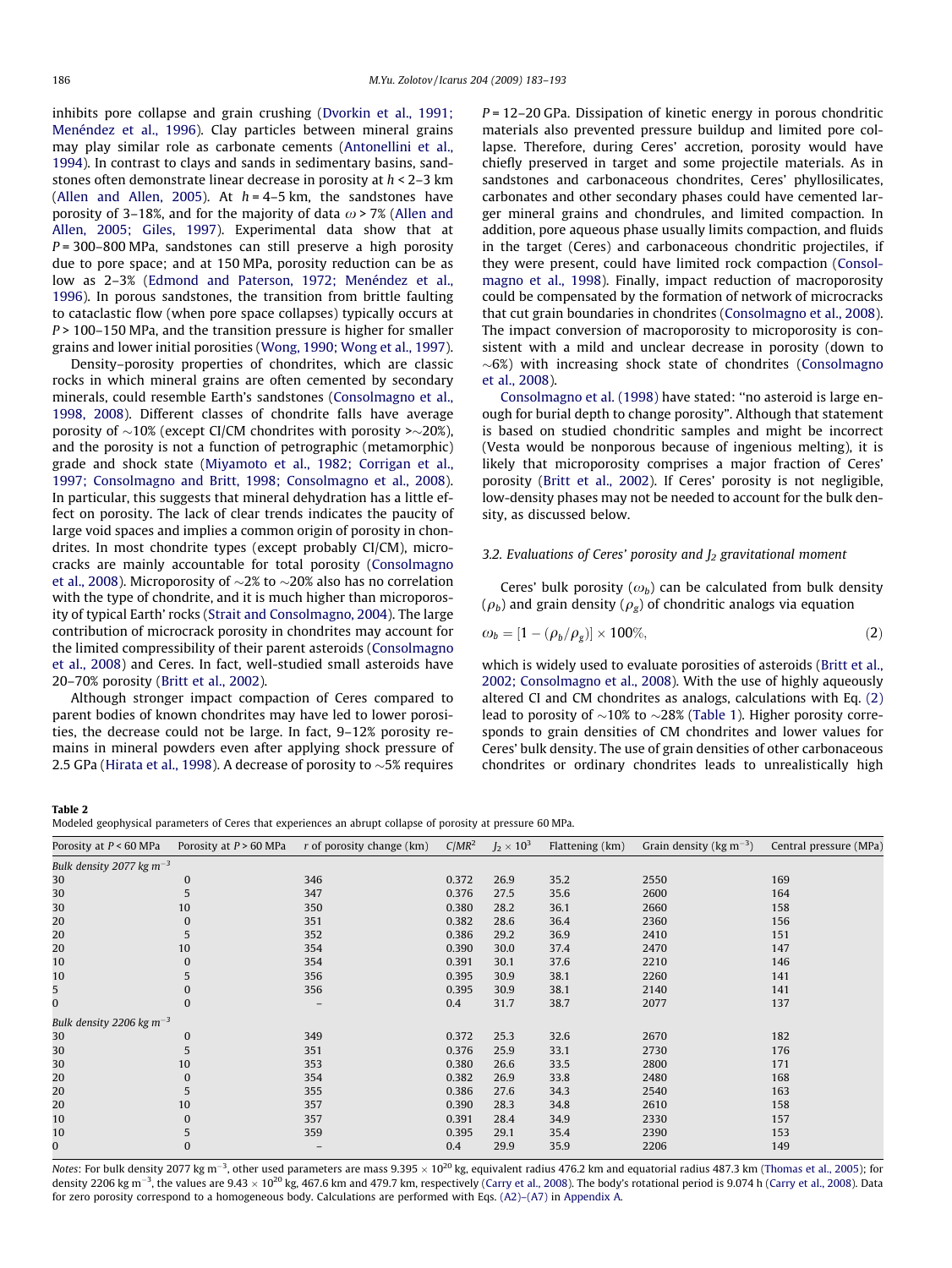inhibits pore collapse and grain crushing (Dvorkin et al., 1991; Menéndez et al., 1996). Clay particles between mineral grains may play similar role as carbonate cements (Antonellini et al., 1994). In contrast to clays and sands in sedimentary basins, sandstones often demonstrate linear decrease in porosity at $h < 2$–3 km (Allen and Allen, 2005). At $h = 4$–5 km, the sandstones have porosity of 3–18%, and for the majority of data $\omega > 7\%$ (Allen and Allen, 2005; Giles, 1997). Experimental data show that at $P = 300$–800 MPa, sandstones can still preserve a high porosity due to pore space; and at 150 MPa, porosity reduction can be as low as 2–3% (Edmond and Paterson, 1972; Menéndez et al., 1996). In porous sandstones, the transition from brittle faulting to cataclastic flow (when pore space collapses) typically occurs at $P > 100$–150 MPa, and the transition pressure is higher for smaller grains and lower initial porosities (Wong, 1990; Wong et al., 1997).

Density–porosity properties of chondrites, which are classic rocks in which mineral grains are often cemented by secondary minerals, could resemble Earth's sandstones (Consolmagno et al., 1998, 2008). Different classes of chondrite falls have average porosity of ~10% (except CI/CM chondrites with porosity >~20%), and the porosity is not a function of petrographic (metamorphic) grade and shock state (Miyamoto et al., 1982; Corrigan et al., 1997; Consolmagno and Britt, 1998; Consolmagno et al., 2008). In particular, this suggests that mineral dehydration has a little effect on porosity. The lack of clear trends indicates the paucity of large void spaces and implies a common origin of porosity in chondrites. In most chondrite types (except probably CI/CM), microcracks are mainly accountable for total porosity (Consolmagno et al., 2008). Microporosity of ~2% to ~20% also has no correlation with the type of chondrite, and it is much higher than microporosity of typical Earth' rocks (Strait and Consolmagno, 2004). The large contribution of microcrack porosity in chondrites may account for the limited compressibility of their parent asteroids (Consolmagno et al., 2008) and Ceres. In fact, well-studied small asteroids have 20–70% porosity (Britt et al., 2002).

Although stronger impact compaction of Ceres compared to parent bodies of known chondrites may have led to lower porosities, the decrease could not be large. In fact, 9–12% porosity remains in mineral powders even after applying shock pressure of 2.5 GPa (Hirata et al., 1998). A decrease of porosity to ~5% requires $P = 12$–20 GPa. Dissipation of kinetic energy in porous chondritic materials also prevented pressure buildup and limited pore collapse. Therefore, during Ceres' accretion, porosity would have chiefly preserved in target and some projectile materials. As in sandstones and carbonaceous chondrites, Ceres' phyllosilicates, carbonates and other secondary phases could have cemented larger mineral grains and chondrules, and limited compaction. In addition, pore aqueous phase usually limits compaction, and fluids in the target (Ceres) and carbonaceous chondritic projectiles, if they were present, could have limited rock compaction (Consolmagno et al., 1998). Finally, impact reduction of macroporosity could be compensated by the formation of network of microcracks that cut grain boundaries in chondrites (Consolmagno et al., 2008). The impact conversion of macroporosity to microporosity is consistent with a mild and unclear decrease in porosity (down to ~6%) with increasing shock state of chondrites (Consolmagno et al., 2008).

Consolmagno et al. (1998) have stated: "no asteroid is large enough for burial depth to change porosity". Although that statement is based on studied chondritic samples and might be incorrect (Vesta would be nonporous because of ingenious melting), it is likely that microporosity comprises a major fraction of Ceres' porosity (Britt et al., 2002). If Ceres' porosity is not negligible, low-density phases may not be needed to account for the bulk density, as discussed below.

### 3.2. Evaluations of Ceres' porosity and $J_2$ gravitational moment

Ceres' bulk porosity ($\omega_b$) can be calculated from bulk density ($\rho_b$) and grain density ($\rho_g$) of chondritic analogs via equation

$$\omega_b = [1 - (\rho_b/\rho_g)] \times 100\%, \tag{2}$$

which is widely used to evaluate porosities of asteroids (Britt et al., 2002; Consolmagno et al., 2008). With the use of highly aqueously altered CI and CM chondrites as analogs, calculations with Eq. (2) lead to porosity of ~10% to ~28% (Table 1). Higher porosity corresponds to grain densities of CM chondrites and lower values for Ceres' bulk density. The use of grain densities of other carbonaceous chondrites or ordinary chondrites leads to unrealistically high

**Table 2**
Modeled geophysical parameters of Ceres that experiences an abrupt collapse of porosity at pressure 60 MPa.

| Porosity at $P < 60$ MPa | Porosity at $P > 60$ MPa | $r$ of porosity change (km) | $C/MR^2$ | $J_2 \times 10^3$ | Flattening (km) | Grain density (kg m$^{-3}$) | Central pressure (MPa) |
|---|---|---|---|---|---|---|---|
| *Bulk density 2077 kg m$^{-3}$* | | | | | | | |
| 30 | 0 | 346 | 0.372 | 26.9 | 35.2 | 2550 | 169 |
| 30 | 5 | 347 | 0.376 | 27.5 | 35.6 | 2600 | 164 |
| 30 | 10 | 350 | 0.380 | 28.2 | 36.1 | 2660 | 158 |
| 20 | 0 | 351 | 0.382 | 28.6 | 36.4 | 2360 | 156 |
| 20 | 5 | 352 | 0.386 | 29.2 | 36.9 | 2410 | 151 |
| 20 | 10 | 354 | 0.390 | 30.0 | 37.4 | 2470 | 147 |
| 10 | 0 | 354 | 0.391 | 30.1 | 37.6 | 2210 | 146 |
| 10 | 5 | 356 | 0.395 | 30.9 | 38.1 | 2260 | 141 |
| 5 | 0 | 356 | 0.395 | 30.9 | 38.1 | 2140 | 141 |
| 0 | 0 | – | 0.4 | 31.7 | 38.7 | 2077 | 137 |
| *Bulk density 2206 kg m$^{-3}$* | | | | | | | |
| 30 | 0 | 349 | 0.372 | 25.3 | 32.6 | 2670 | 182 |
| 30 | 5 | 351 | 0.376 | 25.9 | 33.1 | 2730 | 176 |
| 30 | 10 | 353 | 0.380 | 26.6 | 33.5 | 2800 | 171 |
| 20 | 0 | 354 | 0.382 | 26.9 | 33.8 | 2480 | 168 |
| 20 | 5 | 355 | 0.386 | 27.6 | 34.3 | 2540 | 163 |
| 20 | 10 | 357 | 0.390 | 28.3 | 34.8 | 2610 | 158 |
| 10 | 0 | 357 | 0.391 | 28.4 | 34.9 | 2330 | 157 |
| 10 | 5 | 359 | 0.395 | 29.1 | 35.4 | 2390 | 153 |
| 0 | 0 | – | 0.4 | 29.9 | 35.9 | 2206 | 149 |

*Notes*: For bulk density 2077 kg m$^{-3}$, other used parameters are mass $9.395 \times 10^{20}$ kg, equivalent radius 476.2 km and equatorial radius 487.3 km (Thomas et al., 2005); for density 2206 kg m$^{-3}$, the values are $9.43 \times 10^{20}$ kg, 467.6 km and 479.7 km, respectively (Carry et al., 2008). The body's rotational period is 9.074 h (Carry et al., 2008). Data for zero porosity correspond to a homogeneous body. Calculations are performed with Eqs. (A2)–(A7) in Appendix A.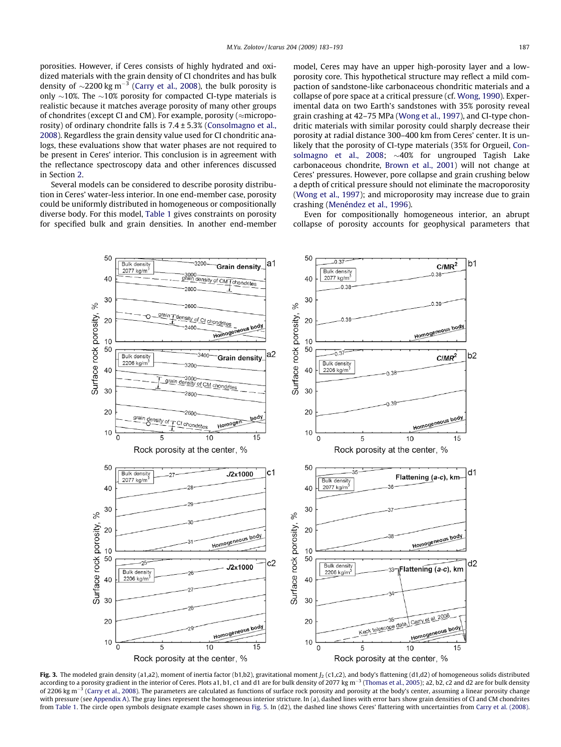porosities. However, if Ceres consists of highly hydrated and oxidized materials with the grain density of CI chondrites and has bulk density of ~2200 kg m$^{-3}$ (Carry et al., 2008), the bulk porosity is only ~10%. The ~10% porosity for compacted CI-type materials is realistic because it matches average porosity of many other groups of chondrites (except CI and CM). For example, porosity (≈microporosity) of ordinary chondrite falls is 7.4 ± 5.3% (Consolmagno et al., 2008). Regardless the grain density value used for CI chondritic analogs, these evaluations show that water phases are not required to be present in Ceres' interior. This conclusion is in agreement with the reflectance spectroscopy data and other inferences discussed in Section 2.

Several models can be considered to describe porosity distribution in Ceres' water-less interior. In one end-member case, porosity could be uniformly distributed in homogeneous or compositionally diverse body. For this model, Table 1 gives constraints on porosity for specified bulk and grain densities. In another end-member model, Ceres may have an upper high-porosity layer and a low-porosity core. This hypothetical structure may reflect a mild compaction of sandstone-like carbonaceous chondritic materials and a collapse of pore space at a critical pressure (cf. Wong, 1990). Experimental data on two Earth's sandstones with 35% porosity reveal grain crashing at 42–75 MPa (Wong et al., 1997), and CI-type chondritic materials with similar porosity could sharply decrease their porosity at radial distance 300–400 km from Ceres' center. It is unlikely that the porosity of CI-type materials (35% for Orgueil, Consolmagno et al., 2008; ~40% for ungrouped Tagish Lake carbonaceous chondrite, Brown et al., 2001) will not change at Ceres' pressures. However, pore collapse and grain crushing below a depth of critical pressure should not eliminate the macroporosity (Wong et al., 1997); and microporosity may increase due to grain crashing (Menéndez et al., 1996).

Even for compositionally homogeneous interior, an abrupt collapse of porosity accounts for geophysical parameters that

**Fig. 3.** The modeled grain density (a1,a2), moment of inertia factor (b1,b2), gravitational moment $J_2$ (c1,c2), and body's flattening (d1,d2) of homogeneous solids distributed according to a porosity gradient in the interior of Ceres. Plots a1, b1, c1 and d1 are for bulk density of 2077 kg m$^{-3}$ (Thomas et al., 2005); a2, b2, c2 and d2 are for bulk density of 2206 kg m$^{-3}$ (Carry et al., 2008). The parameters are calculated as functions of surface rock porosity and porosity at the body's center, assuming a linear porosity change with pressure (see Appendix A). The gray lines represent the homogeneous interior stricture. In (a), dashed lines with error bars show grain densities of CI and CM chondrites from Table 1. The circle open symbols designate example cases shown in Fig. 5. In (d2), the dashed line shows Ceres' flattering with uncertainties from Carry et al. (2008).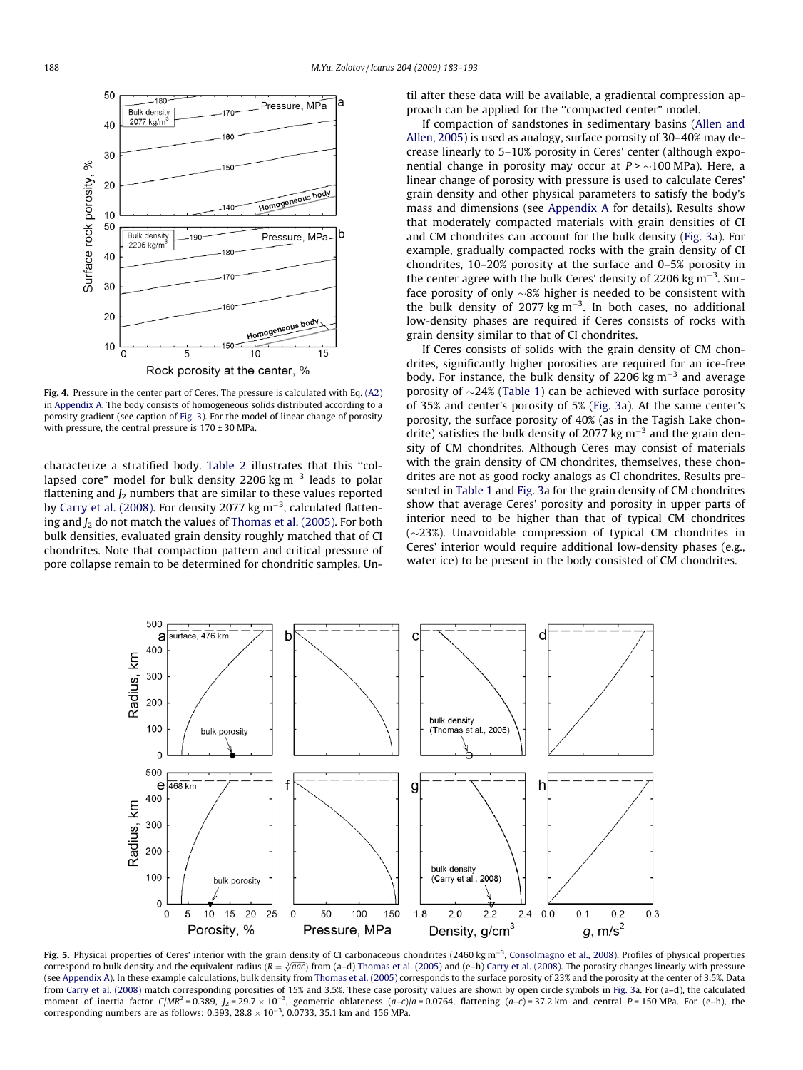Fig. 4. Pressure in the center part of Ceres. The pressure is calculated with Eq. (A2) in Appendix A. The body consists of homogeneous solids distributed according to a porosity gradient (see caption of Fig. 3). For the model of linear change of porosity with pressure, the central pressure is 170 ± 30 MPa.

characterize a stratified body. Table 2 illustrates that this ''collapsed core'' model for bulk density 2206 kg m$^{-3}$ leads to polar flattening and $J_2$ numbers that are similar to these values reported by Carry et al. (2008). For density 2077 kg m$^{-3}$, calculated flattening and $J_2$ do not match the values of Thomas et al. (2005). For both bulk densities, evaluated grain density roughly matched that of CI chondrites. Note that compaction pattern and critical pressure of pore collapse remain to be determined for chondritic samples. Until after these data will be available, a gradiental compression approach can be applied for the ''compacted center'' model.

If compaction of sandstones in sedimentary basins (Allen and Allen, 2005) is used as analogy, surface porosity of 30–40% may decrease linearly to 5–10% porosity in Ceres' center (although exponential change in porosity may occur at $P > \sim 100$ MPa). Here, a linear change of porosity with pressure is used to calculate Ceres' grain density and other physical parameters to satisfy the body's mass and dimensions (see Appendix A for details). Results show that moderately compacted materials with grain densities of CI and CM chondrites can account for the bulk density (Fig. 3a). For example, gradually compacted rocks with the grain density of CI chondrites, 10–20% porosity at the surface and 0–5% porosity in the center agree with the bulk Ceres' density of 2206 kg m$^{-3}$. Surface porosity of only ~8% higher is needed to be consistent with the bulk density of 2077 kg m$^{-3}$. In both cases, no additional low-density phases are required if Ceres consists of rocks with grain density similar to that of CI chondrites.

If Ceres consists of solids with the grain density of CM chondrites, significantly higher porosities are required for an ice-free body. For instance, the bulk density of 2206 kg m$^{-3}$ and average porosity of ~24% (Table 1) can be achieved with surface porosity of 35% and center's porosity of 5% (Fig. 3a). At the same center's porosity, the surface porosity of 40% (as in the Tagish Lake chondrite) satisfies the bulk density of 2077 kg m$^{-3}$ and the grain density of CM chondrites. Although Ceres may consist of materials with the grain density of CM chondrites, themselves, these chondrites are not as good rocky analogs as CI chondrites. Results presented in Table 1 and Fig. 3a for the grain density of CM chondrites show that average Ceres' porosity and porosity in upper parts of interior need to be higher than that of typical CM chondrites (~23%). Unavoidable compression of typical CM chondrites in Ceres' interior would require additional low-density phases (e.g., water ice) to be present in the body consisted of CM chondrites.

Fig. 5. Physical properties of Ceres' interior with the grain density of CI carbonaceous chondrites (2460 kg m$^{-3}$, Consolmagno et al., 2008). Profiles of physical properties correspond to bulk density and the equivalent radius ($R = \sqrt[3]{aac}$) from (a–d) Thomas et al. (2005) and (e–h) Carry et al. (2008). The porosity changes linearly with pressure (see Appendix A). In these example calculations, bulk density from Thomas et al. (2005) corresponds to the surface porosity of 23% and the porosity at the center of 3.5%. Data from Carry et al. (2008) match corresponding porosities of 15% and 3.5%. These case porosity values are shown by open circle symbols in Fig. 3a. For (a–d), the calculated moment of inertia factor $C/MR^2 = 0.389$, $J_2 = 29.7 \times 10^{-3}$, geometric oblateness $(a-c)/a = 0.0764$, flattening $(a-c) = 37.2$ km and central $P = 150$ MPa. For (e–h), the corresponding numbers are as follows: 0.393, $28.8 \times 10^{-3}$, 0.0733, 35.1 km and 156 MPa.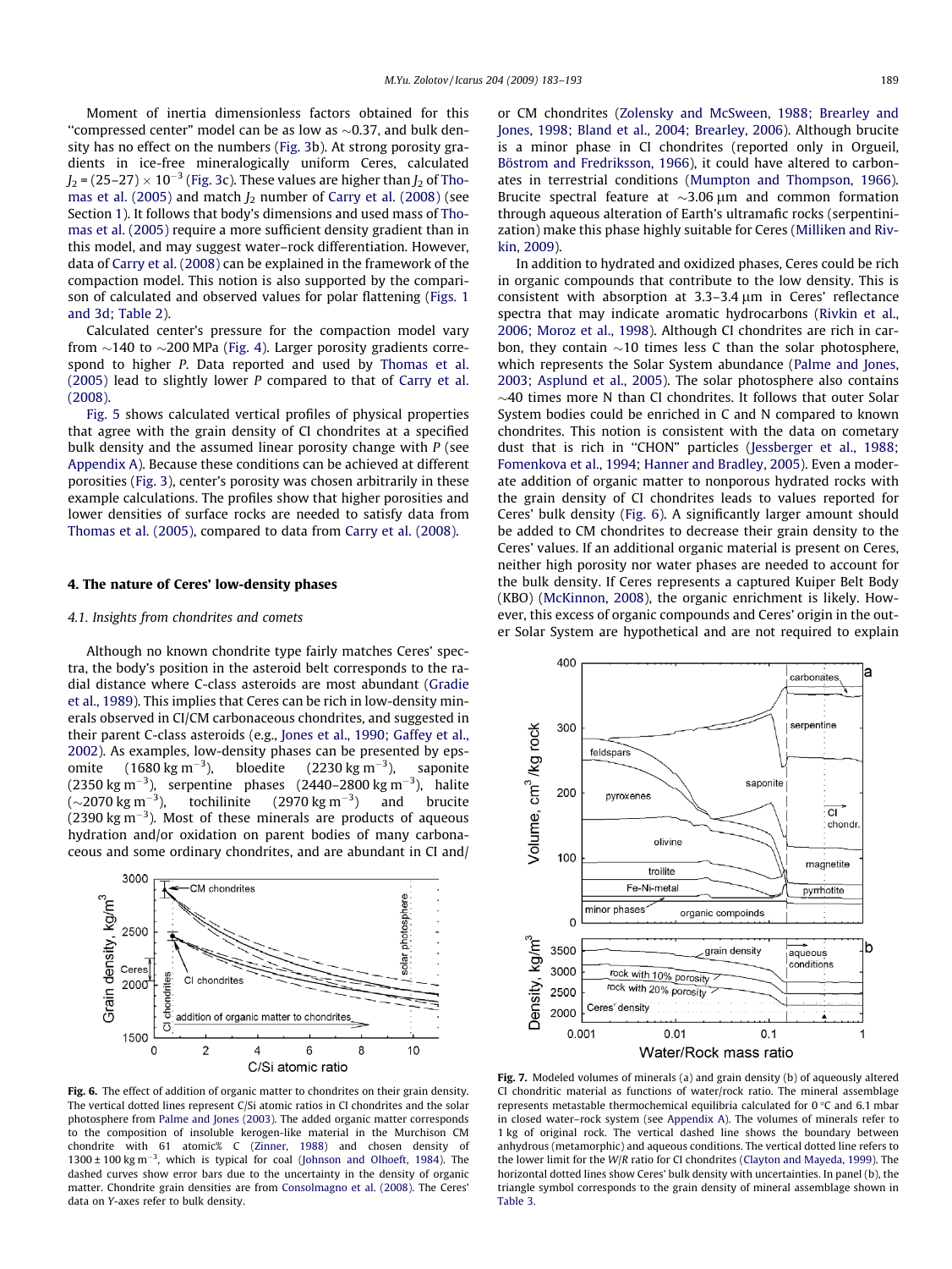Moment of inertia dimensionless factors obtained for this "compressed center" model can be as low as ~0.37, and bulk density has no effect on the numbers (Fig. 3b). At strong porosity gradients in ice-free mineralogically uniform Ceres, calculated $J_2 = (25–27) \times 10^{-3}$ (Fig. 3c). These values are higher than $J_2$ of Thomas et al. (2005) and match $J_2$ number of Carry et al. (2008) (see Section 1). It follows that body's dimensions and used mass of Thomas et al. (2005) require a more sufficient density gradient than in this model, and may suggest water–rock differentiation. However, data of Carry et al. (2008) can be explained in the framework of the compaction model. This notion is also supported by the comparison of calculated and observed values for polar flattening (Figs. 1 and 3d; Table 2).

Calculated center's pressure for the compaction model vary from ~140 to ~200 MPa (Fig. 4). Larger porosity gradients correspond to higher $P$. Data reported and used by Thomas et al. (2005) lead to slightly lower $P$ compared to that of Carry et al. (2008).

Fig. 5 shows calculated vertical profiles of physical properties that agree with the grain density of CI chondrites at a specified bulk density and the assumed linear porosity change with $P$ (see Appendix A). Because these conditions can be achieved at different porosities (Fig. 3), center's porosity was chosen arbitrarily in these example calculations. The profiles show that higher porosities and lower densities of surface rocks are needed to satisfy data from Thomas et al. (2005), compared to data from Carry et al. (2008).

## 4. The nature of Ceres' low-density phases

### 4.1. Insights from chondrites and comets

Although no known chondrite type fairly matches Ceres' spectra, the body's position in the asteroid belt corresponds to the radial distance where C-class asteroids are most abundant (Gradie et al., 1989). This implies that Ceres can be rich in low-density minerals observed in CI/CM carbonaceous chondrites, and suggested in their parent C-class asteroids (e.g., Jones et al., 1990; Gaffey et al., 2002). As examples, low-density phases can be presented by epsomite (1680 kg m$^{-3}$), bloedite (2230 kg m$^{-3}$), saponite (2350 kg m$^{-3}$), serpentine phases (2440–2800 kg m$^{-3}$), halite (~2070 kg m$^{-3}$), tochilinite (2970 kg m$^{-3}$) and brucite (2390 kg m$^{-3}$). Most of these minerals are products of aqueous hydration and/or oxidation on parent bodies of many carbonaceous and some ordinary chondrites, and are abundant in CI and/or CM chondrites (Zolensky and McSween, 1988; Brearley and Jones, 1998; Bland et al., 2004; Brearley, 2006). Although brucite is a minor phase only in CI chondrites (reported only in Orgueil, Böstrom and Fredriksson, 1966), it could have altered to carbonates in terrestrial conditions (Mumpton and Thompson, 1966). Brucite spectral feature at ~3.06 μm and common formation through aqueous alteration of Earth's ultramafic rocks (serpentinization) make this phase highly suitable for Ceres (Milliken and Rivkin, 2009).

In addition to hydrated and oxidized phases, Ceres could be rich in organic compounds that contribute to the low density. This is consistent with absorption at 3.3–3.4 μm in Ceres' reflectance spectra that may indicate aromatic hydrocarbons (Rivkin et al., 2006; Moroz et al., 1998). Although CI chondrites are rich in carbon, they contain ~10 times less C than the solar photosphere, which represents the Solar System abundance (Palme and Jones, 2003; Asplund et al., 2005). The solar photosphere also contains ~40 times more N than CI chondrites. It follows that outer Solar System bodies could be enriched in C and N compared to known chondrites. This notion is consistent with the data on cometary dust that is rich in "CHON" particles (Jessberger et al., 1988; Fomenkova et al., 1994; Hanner and Bradley, 2005). Even a moderate addition of organic matter to nonporous hydrated rocks with the grain density of CI chondrites leads to values reported for Ceres' bulk density (Fig. 6). A significantly larger amount should be added to CM chondrites to decrease their grain density to the Ceres' values. If an additional organic material is present on Ceres, neither high porosity nor water phases are needed to account for the bulk density. If Ceres represents a captured Kuiper Belt Body (KBO) (McKinnon, 2008), the organic enrichment is likely. However, this excess of organic compounds and Ceres' origin in the outer Solar System are hypothetical and are not required to explain

**Fig. 6.** The effect of addition of organic matter to chondrites on their grain density. The vertical dotted lines represent C/Si atomic ratios in CI chondrites and the solar photosphere from Palme and Jones (2003). The added organic matter corresponds to the composition of insoluble kerogen-like material in the Murchison CM chondrite with 61 atomic% C (Zinner, 1988) and chosen density of 1300 ± 100 kg m$^{-3}$, which is typical for coal (Johnson and Olhoeft, 1984). The dashed curves show error bars due to the uncertainty in the density of organic matter. Chondrite grain densities are from Consolmagno et al. (2008). The Ceres' data on Y-axes refer to bulk density.

**Fig. 7.** Modeled volumes of minerals (a) and grain density (b) of aqueously altered CI chondritic material as functions of water/rock ratio. The mineral assemblage represents metastable thermochemical equilibria calculated for 0 °C and 6.1 mbar in closed water–rock system (see Appendix A). The volumes of minerals refer to 1 kg of original rock. The vertical dashed line shows the boundary between anhydrous (metamorphic) and aqueous conditions. The vertical dotted line refers to the lower limit for the $W/R$ ratio for CI chondrites (Clayton and Mayeda, 1999). The horizontal dotted lines show Ceres' bulk density with uncertainties. In panel (b), the triangle symbol corresponds to the grain density of mineral assemblage shown in Table 3.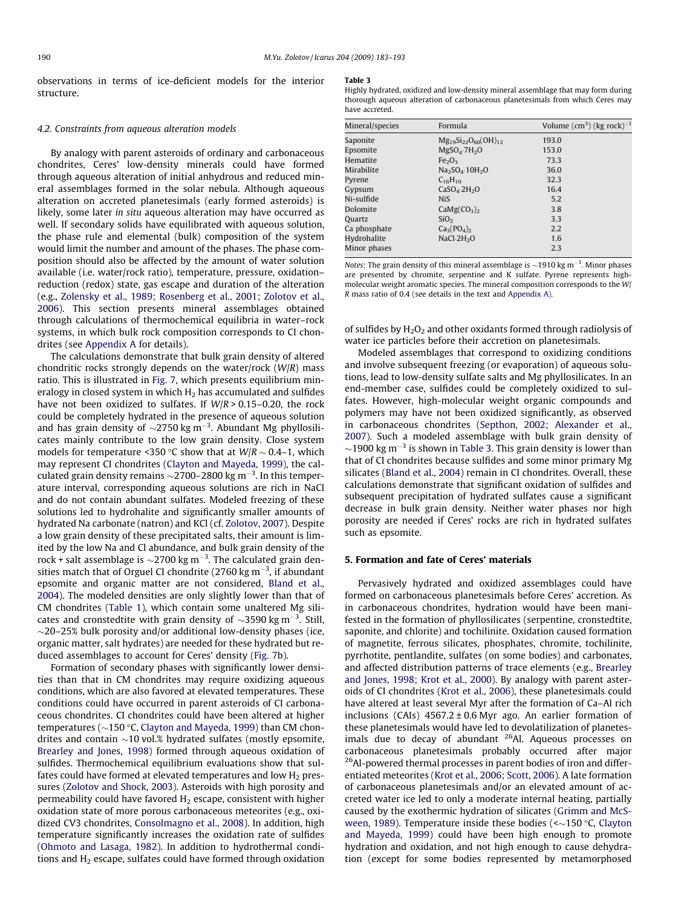observations in terms of ice-deficient models for the interior structure.

### 4.2. Constraints from aqueous alteration models

By analogy with parent asteroids of ordinary and carbonaceous chondrites, Ceres' low-density minerals could have formed through aqueous alteration of initial anhydrous and reduced mineral assemblages formed in the solar nebula. Although aqueous alteration on accreted planetesimals (early formed asteroids) is likely, some later *in situ* aqueous alteration may have occurred as well. If secondary solids have equilibrated with aqueous solution, the phase rule and elemental (bulk) composition of the system would limit the number and amount of the phases. The phase composition should also be affected by the amount of water solution available (i.e. water/rock ratio), temperature, pressure, oxidation–reduction (redox) state, gas escape and duration of the alteration (e.g., Zolensky et al., 1989; Rosenberg et al., 2001; Zolotov et al., 2006). This section presents mineral assemblages obtained through calculations of thermochemical equilibria in water–rock systems, in which bulk rock composition corresponds to CI chondrites (see Appendix A for details).

The calculations demonstrate that bulk grain density of altered chondritic rocks strongly depends on the water/rock (*W*/*R*) mass ratio. This is illustrated in Fig. 7, which presents equilibrium mineralogy in closed system in which $H_2$ has accumulated and sulfides have not been oxidized to sulfates. If *W*/*R* > 0.15–0.20, the rock could be completely hydrated in the presence of aqueous solution and has grain density of ∼2750 kg m$^{-3}$. Abundant Mg phyllosilicates mainly contribute to the low grain density. Close system models for temperature <350 °C show that at *W*/*R* ∼ 0.4–1, which may represent CI chondrites (Clayton and Mayeda, 1999), the calculated grain density remains ∼2700–2800 kg m$^{-3}$. In this temperature interval, corresponding aqueous solutions are rich in NaCl and do not contain abundant sulfates. Modeled freezing of these solutions led to hydrohalite and significantly smaller amounts of hydrated Na carbonate (natron) and KCl (cf. Zolotov, 2007). Despite a low grain density of these precipitated salts, their amount is limited by the low Na and Cl abundance, and bulk grain density of the rock + salt assemblage is ∼2700 kg m$^{-3}$. The calculated grain densities match that of Orguel CI chondrite (2760 kg m$^{-3}$, if abundant epsomite and organic matter are not considered, Bland et al., 2004). The modeled densities are only slightly lower than that of CM chondrites (Table 1), which contain some unaltered Mg silicates and cronstedtite with grain density of ∼3590 kg m$^{-3}$. Still, ∼20–25% bulk porosity and/or additional low-density phases (ice, organic matter, salt hydrates) are needed for these hydrated but reduced assemblages to account for Ceres' density (Fig. 7b).

Formation of secondary phases with significantly lower densities than that in CM chondrites may require oxidizing aqueous conditions, which are also favored at elevated temperatures. These conditions could have occurred in parent asteroids of CI carbonaceous chondrites. CI chondrites could have been altered at higher temperatures (∼150 °C, Clayton and Mayeda, 1999) than CM chondrites and contain ∼10 vol.% hydrated sulfates (mostly epsomite, Brearley and Jones, 1998) formed through aqueous oxidation of sulfides. Thermochemical equilibrium evaluations show that sulfates could have formed at elevated temperatures and low $H_2$ pressures (Zolotov and Shock, 2003). Asteroids with high porosity and permeability could have favored $H_2$ escape, consistent with higher oxidation state of more porous carbonaceous meteorites (e.g., oxidized CV3 chondrites, Consolmagno et al., 2008). In addition, high temperature significantly increases the oxidation rate of sulfides (Ohmoto and Lasaga, 1982). In addition to hydrothermal conditions and $H_2$ escape, sulfates could have formed through oxidation of sulfides by $H_2O_2$ and other oxidants formed through radiolysis of water ice particles before their accretion on planetesimals.

**Table 3**
Highly hydrated, oxidized and low-density mineral assemblage that may form during thorough aqueous alteration of carbonaceous planetesimals from which Ceres may have accreted.

| Mineral/species | Formula | Volume (cm$^3$) (kg rock)$^{-1}$ |
|---|---|---|
| Saponite | $Mg_{19}Si_{22}O_{60}(OH)_{12}$ | 193.0 |
| Epsomite | $MgSO_4·7H_2O$ | 153.0 |
| Hematite | $Fe_2O_3$ | 73.3 |
| Mirabilite | $Na_2SO_4·10H_2O$ | 36.0 |
| Pyrene | $C_{16}H_{10}$ | 32.3 |
| Gypsum | $CaSO_4·2H_2O$ | 16.4 |
| Ni-sulfide | NiS | 5.2 |
| Dolomite | $CaMg(CO_3)_2$ | 3.8 |
| Quartz | $SiO_2$ | 3.3 |
| Ca phosphate | $Ca_3(PO_4)_2$ | 2.2 |
| Hydrohalite | $NaCl·2H_2O$ | 1.6 |
| Minor phases | | 2.3 |

*Notes*: The grain density of this mineral assemblage is ∼1910 kg m$^{-3}$. Minor phases are presented by chromite, serpentine and K sulfate. Pyrene represents high-molecular weight aromatic species. The mineral composition corresponds to the *W*/*R* mass ratio of 0.4 (see details in the text and Appendix A).

Modeled assemblages that correspond to oxidizing conditions and involve subsequent freezing (or evaporation) of aqueous solutions, lead to low-density sulfate salts and Mg phyllosilicates. In an end-member case, sulfides could be completely oxidized to sulfates. However, high-molecular weight organic compounds and polymers may have not been oxidized significantly, as observed in carbonaceous chondrites (Septhon, 2002; Alexander et al., 2007). Such a modeled assemblage with bulk grain density of ∼1900 kg m$^{-3}$ is shown in Table 3. This grain density is lower than that of CI chondrites because sulfides and some minor primary Mg silicates (Bland et al., 2004) remain in CI chondrites. Overall, these calculations demonstrate that significant oxidation of sulfides and subsequent precipitation of hydrated sulfates cause a significant decrease in bulk grain density. Neither water phases nor high porosity are needed if Ceres' rocks are rich in hydrated sulfates such as epsomite.

## 5. Formation and fate of Ceres' materials

Pervasively hydrated and oxidized assemblages could have formed on carbonaceous planetesimals before Ceres' accretion. As in carbonaceous chondrites, hydration would have been manifested in the formation of phyllosilicates (serpentine, cronstedtite, saponite, and chlorite) and tochilinite. Oxidation caused formation of magnetite, ferrous silicates, phosphates, chromite, tochilinite, pyrrhotite, pentlandite, sulfates (on some bodies) and carbonates, and affected distribution patterns of trace elements (e.g., Brearley and Jones, 1998; Krot et al., 2000). By analogy with parent asteroids of CI chondrites (Krot et al., 2006), these planetesimals could have altered at least several Myr after the formation of Ca–Al rich inclusions (CAIs) 4567.2 ± 0.6 Myr ago. An earlier formation of these planetesimals would have led to devolatilization of planetesimals due to decay of abundant $^{26}$Al. Aqueous processes on carbonaceous planetesimals probably occurred after major $^{26}$Al-powered thermal processes in parent bodies of iron and differentiated meteorites (Krot et al., 2006; Scott, 2006). A late formation of carbonaceous planetesimals and/or an elevated amount of accreted water ice led to only a moderate internal heating, partially caused by the exothermic hydration of silicates (Grimm and McSween, 1989). Temperature inside these bodies (<∼150 °C, Clayton and Mayeda, 1999) could have been high enough to promote hydration and oxidation, and not high enough to cause dehydration (except for some bodies represented by metamorphosed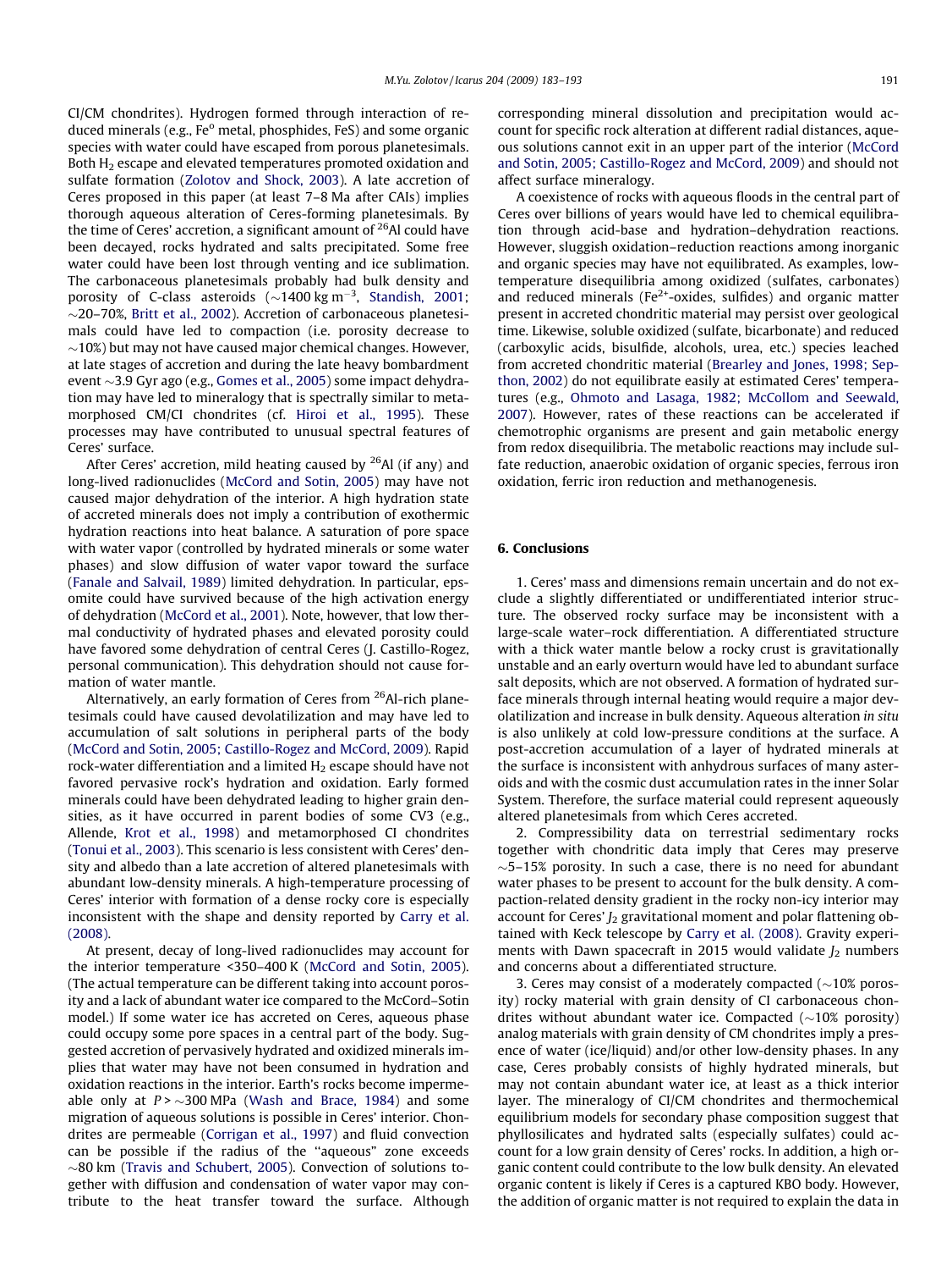CI/CM chondrites). Hydrogen formed through interaction of reduced minerals (e.g., $Fe^o$ metal, phosphides, FeS) and some organic species with water could have escaped from porous planetesimals. Both $H_2$ escape and elevated temperatures promoted oxidation and sulfate formation (Zolotov and Shock, 2003). A late accretion of Ceres proposed in this paper (at least 7–8 Ma after CAIs) implies thorough aqueous alteration of Ceres-forming planetesimals. By the time of Ceres' accretion, a significant amount of $^{26}Al$ could have been decayed, rocks hydrated and salts precipitated. Some free water could have been lost through venting and ice sublimation. The carbonaceous planetesimals probably had bulk density and porosity of C-class asteroids ($\sim$1400 kg m$^{-3}$, Standish, 2001; $\sim$20–70%, Britt et al., 2002). Accretion of carbonaceous planetesimals could have led to compaction (i.e. porosity decrease to $\sim$10%) but may not have caused major chemical changes. However, at late stages of accretion and during the late heavy bombardment event $\sim$3.9 Gyr ago (e.g., Gomes et al., 2005) some impact dehydration may have led to mineralogy that is spectrally similar to metamorphosed CM/CI chondrites (cf. Hiroi et al., 1995). These processes may have contributed to unusual spectral features of Ceres' surface.

After Ceres' accretion, mild heating caused by $^{26}Al$ (if any) and long-lived radionuclides (McCord and Sotin, 2005) may have not caused major dehydration of the interior. A high hydration state of accreted minerals does not imply a contribution of exothermic hydration reactions into heat balance. A saturation of pore space with water vapor (controlled by hydrated minerals or some water phases) and slow diffusion of water vapor toward the surface (Fanale and Salvail, 1989) limited dehydration. In particular, epsomite could have survived because of the high activation energy of dehydration (McCord et al., 2001). Note, however, that low thermal conductivity of hydrated phases and elevated porosity could have favored some dehydration of central Ceres (J. Castillo-Rogez, personal communication). This dehydration should not cause formation of water mantle.

Alternatively, an early formation of Ceres from $^{26}Al$-rich planetesimals could have caused devolatilization and may have led to accumulation of salt solutions in peripheral parts of the body (McCord and Sotin, 2005; Castillo-Rogez and McCord, 2009). Rapid rock-water differentiation and a limited $H_2$ escape should have not favored pervasive rock's hydration and oxidation. Early formed minerals could have been dehydrated leading to higher grain densities, as it have occurred in parent bodies of some CV3 (e.g., Allende, Krot et al., 1998) and metamorphosed CI chondrites (Tonui et al., 2003). This scenario is less consistent with Ceres' density and albedo than a late accretion of altered planetesimals with abundant low-density minerals. A high-temperature processing of Ceres' interior with formation of a dense rocky core is especially inconsistent with the shape and density reported by Carry et al. (2008).

At present, decay of long-lived radionuclides may account for the interior temperature <350–400 K (McCord and Sotin, 2005). (The actual temperature can be different taking into account porosity and a lack of abundant water ice compared to the McCord–Sotin model.) If some water ice has accreted on Ceres, aqueous phase could occupy some pore spaces in a central part of the body. Suggested accretion of pervasively hydrated and oxidized minerals implies that water may have not been consumed in hydration and oxidation reactions in the interior. Earth's rocks become impermeable only at $P > \sim$300 MPa (Wash and Brace, 1984) and some migration of aqueous solutions is possible in Ceres' interior. Chondrites are permeable (Corrigan et al., 1997) and fluid convection can be possible if the radius of the "aqueous" zone exceeds $\sim$80 km (Travis and Schubert, 2005). Convection of solutions together with diffusion and condensation of water vapor may contribute to the heat transfer toward the surface. Although corresponding mineral dissolution and precipitation would account for specific rock alteration at different radial distances, aqueous solutions cannot exit in an upper part of the interior (McCord and Sotin, 2005; Castillo-Rogez and McCord, 2009) and should not affect surface mineralogy.

A coexistence of rocks with aqueous floods in the central part of Ceres over billions of years would have led to chemical equilibration through acid-base and hydration–dehydration reactions. However, sluggish oxidation–reduction reactions among inorganic and organic species may have not equilibrated. As examples, low-temperature disequilibria among oxidized (sulfates, carbonates) and reduced minerals ($Fe^{2+}$-oxides, sulfides) and organic matter present in accreted chondritic material may persist over geological time. Likewise, soluble oxidized (sulfate, bicarbonate) and reduced (carboxylic acids, bisulfide, alcohols, urea, etc.) species leached from accreted chondritic material (Brearley and Jones, 1998; Septhon, 2002) do not equilibrate easily at estimated Ceres' temperatures (e.g., Ohmoto and Lasaga, 1982; McCollom and Seewald, 2007). However, rates of these reactions can be accelerated if chemotrophic organisms are present and gain metabolic energy from redox disequilibria. The metabolic reactions may include sulfate reduction, anaerobic oxidation of organic species, ferrous iron oxidation, ferric iron reduction and methanogenesis.

## 6. Conclusions

1. Ceres' mass and dimensions remain uncertain and do not exclude a slightly differentiated or undifferentiated interior structure. The observed rocky surface may be inconsistent with a large-scale water–rock differentiation. A differentiated structure with a thick water mantle below a rocky crust is gravitationally unstable and an early overturn would have led to abundant surface salt deposits, which are not observed. A formation of hydrated surface minerals through internal heating would require a major devolatilization and increase in bulk density. Aqueous alteration *in situ* is also unlikely at cold low-pressure conditions at the surface. A post-accretion accumulation of a layer of hydrated minerals at the surface is inconsistent with anhydrous surfaces of many asteroids and with the cosmic dust accumulation rates in the inner Solar System. Therefore, the surface material could represent aqueously altered planetesimals from which Ceres accreted.

2. Compressibility data on terrestrial sedimentary rocks together with chondritic data imply that Ceres may preserve $\sim$5–15% porosity. In such a case, there is no need for abundant water phases to be present to account for the bulk density. A compaction-related density gradient in the rocky non-icy interior may account for Ceres' $J_2$ gravitational moment and polar flattening obtained with Keck telescope by Carry et al. (2008). Gravity experiments with Dawn spacecraft in 2015 would validate $J_2$ numbers and concerns about a differentiated structure.

3. Ceres may consist of a moderately compacted ($\sim$10% porosity) rocky material with grain density of CI carbonaceous chondrites without abundant water ice. Compacted ($\sim$10% porosity) analog materials with grain density of CM chondrites imply a presence of water (ice/liquid) and/or other low-density phases. In any case, Ceres probably consists of highly hydrated minerals, but may not contain abundant water ice, at least as a thick interior layer. The mineralogy of CI/CM chondrites and thermochemical equilibrium models for secondary phase composition suggest that phyllosilicates and hydrated salts (especially sulfates) could account for a low grain density of Ceres' rocks. In addition, a high organic content could contribute to the low bulk density. An elevated organic content is likely if Ceres is a captured KBO body. However, the addition of organic matter is not required to explain the data in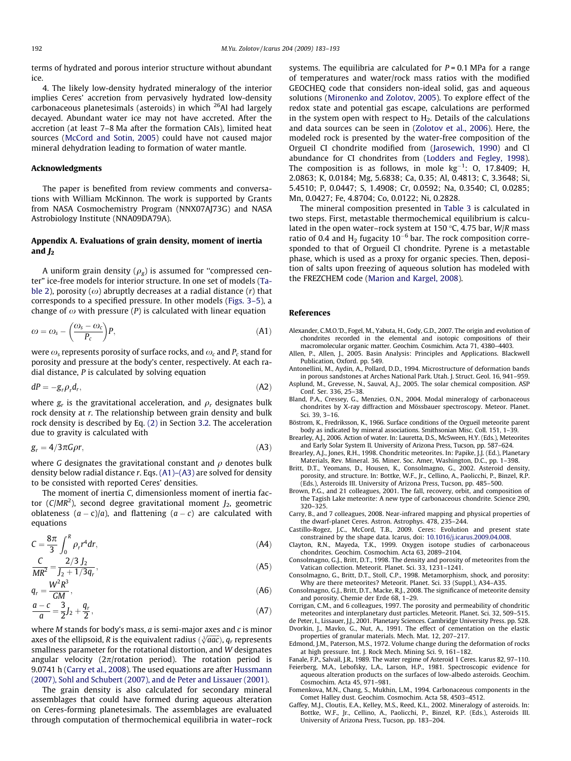terms of hydrated and porous interior structure without abundant ice.

4. The likely low-density hydrated mineralogy of the interior implies Ceres' accretion from pervasively hydrated low-density carbonaceous planetesimals (asteroids) in which $^{26}Al$ had largely decayed. Abundant water ice may not have accreted. After the accretion (at least 7–8 Ma after the formation CAIs), limited heat sources (McCord and Sotin, 2005) could have not caused major mineral dehydration leading to formation of water mantle.

## Acknowledgments

The paper is benefited from review comments and conversations with William McKinnon. The work is supported by Grants from NASA Cosmochemistry Program (NNX07AJ73G) and NASA Astrobiology Institute (NNA09DA79A).

## Appendix A. Evaluations of grain density, moment of inertia and $J_2$

A uniform grain density ($\rho_g$) is assumed for "compressed center" ice-free models for interior structure. In one set of models (Table 2), porosity ($\omega$) abruptly decreases at a radial distance ($r$) that corresponds to a specified pressure. In other models (Figs. 3–5), a change of $\omega$ with pressure ($P$) is calculated with linear equation

$$\omega = \omega_s - \left(\frac{\omega_s - \omega_c}{P_c}\right)P, \tag{A1}$$

were $\omega_s$ represents porosity of surface rocks, and $\omega_c$ and $P_c$ stand for porosity and pressure at the body's center, respectively. At each radial distance, $P$ is calculated by solving equation

$$dP = -g_r \rho_r d_r, \tag{A2}$$

where $g_r$ is the gravitational acceleration, and $\rho_r$ designates bulk rock density at $r$. The relationship between grain density and bulk rock density is described by Eq. (2) in Section 3.2. The acceleration due to gravity is calculated with

$$g_r = 4/3\pi G \rho r, \tag{A3}$$

where $G$ designates the gravitational constant and $\rho$ denotes bulk density below radial distance $r$. Eqs. (A1)–(A3) are solved for density to be consisted with reported Ceres' densities.

The moment of inertia $C$, dimensionless moment of inertia factor ($C/MR^2$), second degree gravitational moment $J_2$, geometric oblateness $(a - c)/a$), and flattening $(a - c)$ are calculated with equations

$$C = \frac{8\pi}{3}\int_0^R \rho_r r^4 dr, \tag{A4}$$

$$\frac{C}{MR^2} = \frac{2/3\, J_2}{J_2 + 1/3 q_r}, \tag{A5}$$

$$q_r = \frac{W^2 R^3}{GM}, \tag{A6}$$

$$\frac{a - c}{a} = \frac{3}{2}J_2 + \frac{q_r}{2}, \tag{A7}$$

where $M$ stands for body's mass, $a$ is semi-major axes and $c$ is minor axes of the ellipsoid, $R$ is the equivalent radius ($\sqrt[3]{aac}$), $q_r$ represents smallness parameter for the rotational distortion, and $W$ designates angular velocity ($2\pi$/rotation period). The rotation period is 9.0741 h (Carry et al., 2008). The used equations are after Hussmann (2007), Sohl and Schubert (2007), and de Peter and Lissauer (2001).

The grain density is also calculated for secondary mineral assemblages that could have formed during aqueous alteration on Ceres-forming planetesimals. The assemblages are evaluated through computation of thermochemical equilibria in water–rock systems. The equilibria are calculated for $P = 0.1$ MPa for a range of temperatures and water/rock mass ratios with the modified GEOCHEQ code that considers non-ideal solid, gas and aqueous solutions (Mironenko and Zolotov, 2005). To explore effect of the redox state and potential gas escape, calculations are performed in the system open with respect to $H_2$. Details of the calculations and data sources can be seen in (Zolotov et al., 2006). Here, the modeled rock is presented by the water-free composition of the Orgueil CI chondrite modified from (Jarosewich, 1990) and Cl abundance for CI chondrites from (Lodders and Fegley, 1998). The composition is as follows, in mole $kg^{-1}$: O, 17.8409; H, 2.0863; K, 0.0184; Mg, 5.6838; Ca, 0.35; Al, 0.4813; C, 3.3648; Si, 5.4510; P, 0.0447; S, 1.4908; Cr, 0.0592; Na, 0.3540; Cl, 0.0285; Mn, 0.0427; Fe, 4.8704; Co, 0.0122; Ni, 0.2828.

The mineral composition presented in Table 3 is calculated in two steps. First, metastable thermochemical equilibrium is calculated in the open water–rock system at 150 °C, 4.75 bar, $W/R$ mass ratio of 0.4 and $H_2$ fugacity $10^{-6}$ bar. The rock composition corresponded to that of Orgueil CI chondrite. Pyrene is a metastable phase, which is used as a proxy for organic species. Then, deposition of salts upon freezing of aqueous solution has modeled with the FREZCHEM code (Marion and Kargel, 2008).

## References

Alexander, C.M.O.'D., Fogel, M., Yabuta, H., Cody, G.D., 2007. The origin and evolution of chondrites recorded in the elemental and isotopic compositions of their macromolecular organic matter. Geochim. Cosmochim. Acta 71, 4380–4403.

Allen, P., Allen, J., 2005. Basin Analysis: Principles and Applications. Blackwell Publication, Oxford. pp. 549.

Antonellini, M., Aydin, A., Pollard, D.D., 1994. Microstructure of deformation bands in porous sandstones at Arches National Park. Utah. J. Struct. Geol. 16, 941–959.

Asplund, M., Grevesse, N., Sauval, A.J., 2005. The solar chemical composition. ASP Conf. Ser. 336, 25–38.

Bland, P.A., Cressey, G., Menzies, O.N., 2004. Modal mineralogy of carbonaceous chondrites by X-ray diffraction and Mössbauer spectroscopy. Meteor. Planet. Sci. 39, 3–16.

Böstrom, K., Fredriksson, K., 1966. Surface conditions of the Orgueil meteorite parent body as indicated by mineral associations. Smithsonian Misc. Coll. 151, 1–39.

Brearley, A.J., 2006. Action of water. In: Lauretta, D.S., McSween, H.Y. (Eds.), Meteorites and Early Solar System II. University of Arizona Press, Tucson, pp. 587–624.

Brearley, A.J., Jones, R.H., 1998. Chondritic meteorites. In: Papike, J.J. (Ed.), Planetary Materials, Rev. Mineral. 36. Miner. Soc. Amer, Washington, D.C., pp. 1–398.

Britt, D.T., Yeomans, D., Housen, K., Consolmagno, G., 2002. Asteroid density, porosity, and structure. In: Bottke, W.F., Jr., Cellino, A., Paolicchi, P., Binzel, R.P. (Eds.), Asteroids III. University of Arizona Press, Tucson, pp. 485–500.

Brown, P.G., and 21 colleagues, 2001. The fall, recovery, orbit, and composition of the Tagish Lake meteorite: A new type of carbonaceous chondrite. Science 290, 320–325.

Carry, B., and 7 colleagues, 2008. Near-infrared mapping and physical properties of the dwarf-planet Ceres. Astron. Astrophys. 478, 235–244.

Castillo-Rogez, J.C., McCord, T.B., 2009. Ceres: Evolution and present state constrained by the shape data. Icarus, doi: 10.1016/j.icarus.2009.04.008.

Clayton, R.N., Mayeda, T.K., 1999. Oxygen isotope studies of carbonaceous chondrites. Geochim. Cosmochim. Acta 63, 2089–2104.

Consolmagno, G.J., Britt, D.T., 1998. The density and porosity of meteorites from the Vatican collection. Meteorit. Planet. Sci. 33, 1231–1241.

Consolmagno, G., Britt, D.T., Stoll, C.P., 1998. Metamorphism, shock, and porosity: Why are there meteorites? Meteorit. Planet. Sci. 33 (Suppl.), A34–A35.

Consolmagno, G.J., Britt, D.T., Macke, R.J., 2008. The significance of meteorite density and porosity. Chemie der Erde 68, 1–29.

Corrigan, C.M., and 6 colleagues, 1997. The porosity and permeability of chondritic meteorites and interplanetary dust particles. Meteorit. Planet. Sci. 32, 509–515.

de Peter, I., Lissauer, J.J., 2001. Planetary Sciences. Cambridge University Press. pp. 528.

Dvorkin, J., Mavko, G., Nut, A., 1991. The effect of cementation on the elastic properties of granular materials. Mech. Mat. 12, 207–217.

Edmond, J.M., Paterson, M.S., 1972. Volume change during the deformation of rocks at high pressure. Int. J. Rock Mech. Mining Sci. 9, 161–182.

Fanale, F.P., Salvail, J.R., 1989. The water regime of Asteroid 1 Ceres. Icarus 82, 97–110.

Feierberg, M.A., Lebofsky, L.A., Larson, H.P., 1981. Spectroscopic evidence for aqueous alteration products on the surfaces of low-albedo asteroids. Geochim. Cosmochim. Acta 45, 971–981.

Fomenkova, M.N., Chang, S., Mukhin, L.M., 1994. Carbonaceous components in the Comet Halley dust. Geochim. Cosmochim. Acta 58, 4503–4512.

Gaffey, M.J., Cloutis, E.A., Kelley, M.S., Reed, K.L., 2002. Mineralogy of asteroids. In: Bottke, W.F., Jr., Cellino, A., Paolicchi, P., Binzel, R.P. (Eds.), Asteroids III. University of Arizona Press, Tucson, pp. 183–204.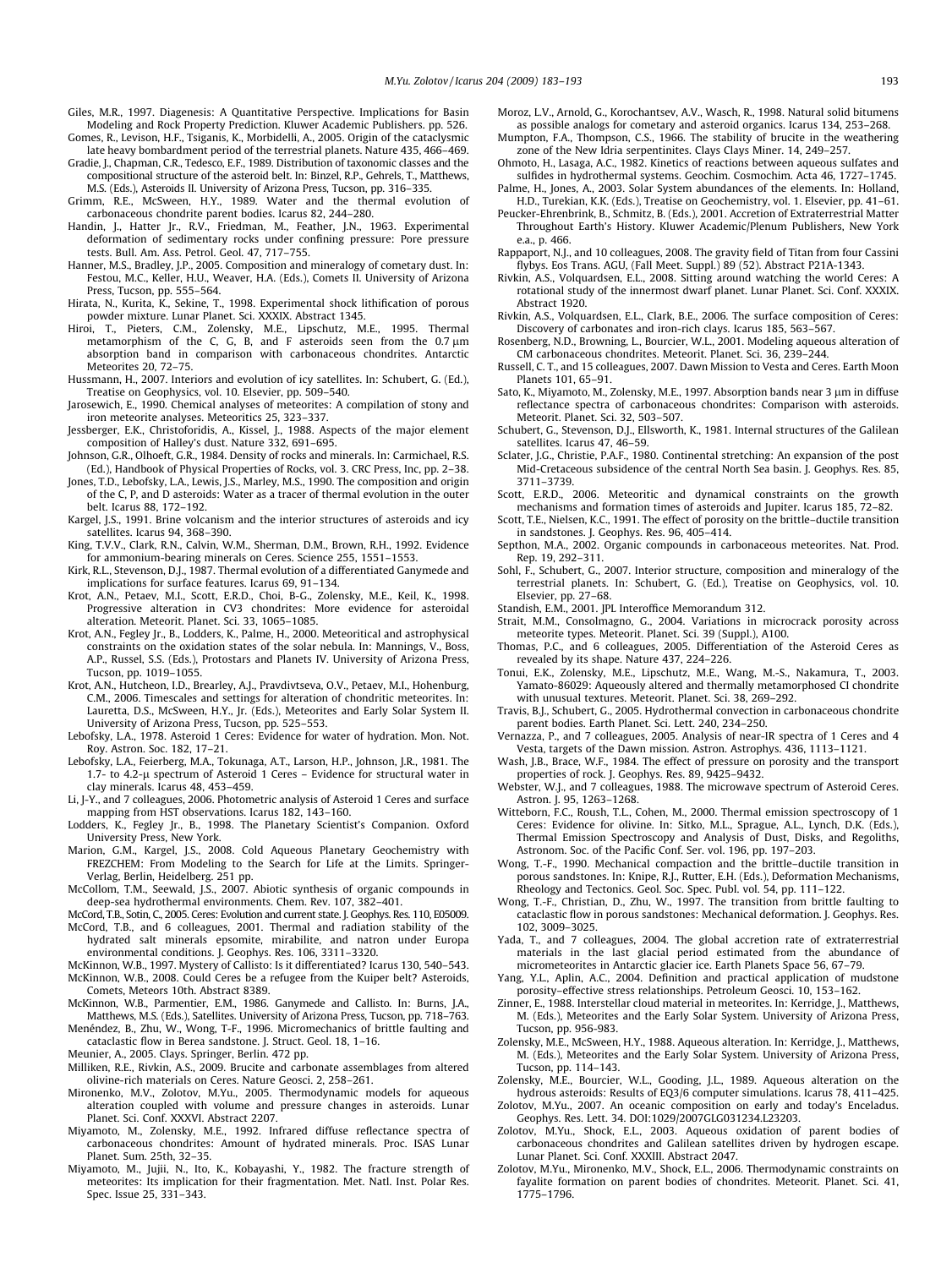Giles, M.R., 1997. Diagenesis: A Quantitative Perspective. Implications for Basin Modeling and Rock Property Prediction. Kluwer Academic Publishers. pp. 526.

Gomes, R., Levison, H.F., Tsiganis, K., Morbidelli, A., 2005. Origin of the cataclysmic late heavy bombardment period of the terrestrial planets. Nature 435, 466–469.

Gradie, J., Chapman, C.R., Tedesco, E.F., 1989. Distribution of taxonomic classes and the compositional structure of the asteroid belt. In: Binzel, R.P., Gehrels, T., Matthews, M.S. (Eds.), Asteroids II. University of Arizona Press, Tucson, pp. 316–335.

Grimm, R.E., McSween, H.Y., 1989. Water and the thermal evolution of carbonaceous chondrite parent bodies. Icarus 82, 244–280.

Handin, J., Hatter Jr., R.V., Friedman, M., Feather, J.N., 1963. Experimental deformation of sedimentary rocks under confining pressure: Pore pressure tests. Bull. Am. Ass. Petrol. Geol. 47, 717–755.

Hanner, M.S., Bradley, J.P., 2005. Composition and mineralogy of cometary dust. In: Festou, M.C., Keller, H.U., Weaver, H.A. (Eds.), Comets II. University of Arizona Press, Tucson, pp. 555–564.

Hirata, N., Kurita, K., Sekine, T., 1998. Experimental shock lithification of porous powder mixture. Lunar Planet. Sci. XXXIX. Abstract 1345.

Hiroi, T., Pieters, C.M., Zolensky, M.E., Lipschutz, M.E., 1995. Thermal metamorphism of the C, G, B, and F asteroids seen from the 0.7 μm absorption band in comparison with carbonaceous chondrites. Antarctic Meteorites 20, 72–75.

Hussmann, H., 2007. Interiors and evolution of icy satellites. In: Schubert, G. (Ed.), Treatise on Geophysics, vol. 10. Elsevier, pp. 509–540.

Jarosewich, E., 1990. Chemical analyses of meteorites: A compilation of stony and iron meteorite analyses. Meteoritics 25, 323–337.

Jessberger, E.K., Christoforidis, A., Kissel, J., 1988. Aspects of the major element composition of Halley's dust. Nature 332, 691–695.

Johnson, G.R., Olhoeft, G.R., 1984. Density of rocks and minerals. In: Carmichael, R.S. (Ed.), Handbook of Physical Properties of Rocks, vol. 3. CRC Press, Inc, pp. 2–38.

Jones, T.D., Lebofsky, L.A., Lewis, J.S., Marley, M.S., 1990. The composition and origin of the C, P, and D asteroids: Water as a tracer of thermal evolution in the outer belt. Icarus 88, 172–192.

Kargel, J.S., 1991. Brine volcanism and the interior structures of asteroids and icy satellites. Icarus 94, 368–390.

King, T.V.V., Clark, R.N., Calvin, W.M., Sherman, D.M., Brown, R.H., 1992. Evidence for ammonium-bearing minerals on Ceres. Science 255, 1551–1553.

Kirk, R.L., Stevenson, D.J., 1987. Thermal evolution of a differentiated Ganymede and implications for surface features. Icarus 69, 91–134.

Krot, A.N., Petaev, M.I., Scott, E.R.D., Choi, B-G., Zolensky, M.E., Keil, K., 1998. Progressive alteration in CV3 chondrites: More evidence for asteroidal alteration. Meteorit. Planet. Sci. 33, 1065–1085.

Krot, A.N., Fegley Jr., B., Lodders, K., Palme, H., 2000. Meteoritical and astrophysical constraints on the oxidation states of the solar nebula. In: Mannings, V., Boss, A.P., Russel, S.S. (Eds.), Protostars and Planets IV. University of Arizona Press, Tucson, pp. 1019–1055.

Krot, A.N., Hutcheon, I.D., Brearley, A.J., Pravdivtseva, O.V., Petaev, M.I., Hohenburg, C.M., 2006. Timescales and settings for alteration of chondritic meteorites. In: Lauretta, D.S., McSween, H.Y., Jr. (Eds.), Meteorites and Early Solar System II. University of Arizona Press, Tucson, pp. 525–553.

Lebofsky, L.A., 1978. Asteroid 1 Ceres: Evidence for water of hydration. Mon. Not. Roy. Astron. Soc. 182, 17–21.

Lebofsky, L.A., Feierberg, M.A., Tokunaga, A.T., Larson, H.P., Johnson, J.R., 1981. The 1.7- to 4.2-μ spectrum of Asteroid 1 Ceres – Evidence for structural water in clay minerals. Icarus 48, 453–459.

Li, J-Y., and 7 colleagues, 2006. Photometric analysis of Asteroid 1 Ceres and surface mapping from HST observations. Icarus 182, 143–160.

Lodders, K., Fegley Jr., B., 1998. The Planetary Scientist's Companion. Oxford University Press, New York.

Marion, G.M., Kargel, J.S., 2008. Cold Aqueous Planetary Geochemistry with FREZCHEM: From Modeling to the Search for Life at the Limits. Springer-Verlag, Berlin, Heidelberg. 251 pp.

McCollom, T.M., Seewald, J.S., 2007. Abiotic synthesis of organic compounds in deep-sea hydrothermal environments. Chem. Rev. 107, 382–401.

McCord, T.B., Sotin, C., 2005. Ceres: Evolution and current state. J. Geophys. Res. 110, E05009.

McCord, T.B., and 6 colleagues, 2001. Thermal and radiation stability of the hydrated salt minerals epsomite, mirabilite, and natron under Europa environmental conditions. J. Geophys. Res. 106, 3311–3320.

McKinnon, W.B., 1997. Mystery of Callisto: Is it differentiated? Icarus 130, 540–543.

McKinnon, W.B., 2008. Could Ceres be a refugee from the Kuiper belt? Asteroids, Comets, Meteors 10th. Abstract 8389.

McKinnon, W.B., Parmentier, E.M., 1986. Ganymede and Callisto. In: Burns, J.A., Matthews, M.S. (Eds.), Satellites. University of Arizona Press, Tucson, pp. 718–763.

Menéndez, B., Zhu, W., Wong, T-F., 1996. Micromechanics of brittle faulting and cataclastic flow in Berea sandstone. J. Struct. Geol. 18, 1–16.

Meunier, A., 2005. Clays. Springer, Berlin. 472 pp.

Milliken, R.E., Rivkin, A.S., 2009. Brucite and carbonate assemblages from altered olivine-rich materials on Ceres. Nature Geosci. 2, 258–261.

Mironenko, M.V., Zolotov, M.Yu., 2005. Thermodynamic models for aqueous alteration coupled with volume and pressure changes in asteroids. Lunar Planet. Sci. Conf. XXXVI. Abstract 2207.

Miyamoto, M., Zolensky, M.E., 1992. Infrared diffuse reflectance spectra of carbonaceous chondrites: Amount of hydrated minerals. Proc. ISAS Lunar Planet. Sum. 25th, 32–35.

Miyamoto, M., Jujii, N., Ito, K., Kobayashi, Y., 1982. The fracture strength of meteorites: Its implication for their fragmentation. Met. Natl. Inst. Polar Res. Spec. Issue 25, 331–343.

Moroz, L.V., Arnold, G., Korochantsev, A.V., Wasch, R., 1998. Natural solid bitumens as possible analogs for cometary and asteroid organics. Icarus 134, 253–268.

Mumpton, F.A., Thompson, C.S., 1966. The stability of brucite in the weathering zone of the New Idria serpentinites. Clays Clays Miner. 14, 249–257.

Ohmoto, H., Lasaga, A.C., 1982. Kinetics of reactions between aqueous sulfates and sulfides in hydrothermal systems. Geochim. Cosmochim. Acta 46, 1727–1745.

Palme, H., Jones, A., 2003. Solar System abundances of the elements. In: Holland, H.D., Turekian, K.K. (Eds.), Treatise on Geochemistry, vol. 1. Elsevier, pp. 41–61.

Peucker-Ehrenbrink, B., Schmitz, B. (Eds.), 2001. Accretion of Extraterrestrial Matter Throughout Earth's History. Kluwer Academic/Plenum Publishers, New York e.a., p. 466.

Rappaport, N.J., and 10 colleagues, 2008. The gravity field of Titan from four Cassini flybys. Eos Trans. AGU, (Fall Meet. Suppl.) 89 (52). Abstract P21A-1343.

Rivkin, A.S., Volquardsen, E.L., 2008. Sitting around watching the world Ceres: A rotational study of the innermost dwarf planet. Lunar Planet. Sci. Conf. XXXIX. Abstract 1920.

Rivkin, A.S., Volquardsen, E.L., Clark, B.E., 2006. The surface composition of Ceres: Discovery of carbonates and iron-rich clays. Icarus 185, 563–567.

Rosenberg, N.D., Browning, L., Bourcier, W.L., 2001. Modeling aqueous alteration of CM carbonaceous chondrites. Meteorit. Planet. Sci. 36, 239–244.

Russell, C. T., and 15 colleagues, 2007. Dawn Mission to Vesta and Ceres. Earth Moon Planets 101, 65–91.

Sato, K., Miyamoto, M., Zolensky, M.E., 1997. Absorption bands near 3 μm in diffuse reflectance spectra of carbonaceous chondrites: Comparison with asteroids. Meteorit. Planet. Sci. 32, 503–507.

Schubert, G., Stevenson, D.J., Ellsworth, K., 1981. Internal structures of the Galilean satellites. Icarus 47, 46–59.

Sclater, J.G., Christie, P.A.F., 1980. Continental stretching: An expansion of the post Mid-Cretaceous subsidence of the central North Sea basin. J. Geophys. Res. 85, 3711–3739.

Scott, E.R.D., 2006. Meteoritic and dynamical constraints on the growth mechanisms and formation times of asteroids and Jupiter. Icarus 185, 72–82.

Scott, T.E., Nielsen, K.C., 1991. The effect of porosity on the brittle–ductile transition in sandstones. J. Geophys. Res. 96, 405–414.

Septhon, M.A., 2002. Organic compounds in carbonaceous meteorites. Nat. Prod. Rep. 19, 292–311.

Sohl, F., Schubert, G., 2007. Interior structure, composition and mineralogy of the terrestrial planets. In: Schubert, G. (Ed.), Treatise on Geophysics, vol. 10. Elsevier, pp. 27–68.

Standish, E.M., 2001. JPL Interoffice Memorandum 312.

Strait, M.M., Consolmagno, G., 2004. Variations in microcrack porosity across meteorite types. Meteorit. Planet. Sci. 39 (Suppl.), A100.

Thomas, P.C., and 6 colleagues, 2005. Differentiation of the Asteroid Ceres as revealed by its shape. Nature 437, 224–226.

Tonui, E.K., Zolensky, M.E., Lipschutz, M.E., Wang, M.-S., Nakamura, T., 2003. Yamato-86029: Aqueously altered and thermally metamorphosed CI chondrite with unusual textures. Meteorit. Planet. Sci. 38, 269–292.

Travis, B.J., Schubert, G., 2005. Hydrothermal convection in carbonaceous chondrite parent bodies. Earth Planet. Sci. Lett. 240, 234–250.

Vernazza, P., and 7 colleagues, 2005. Analysis of near-IR spectra of 1 Ceres and 4 Vesta, targets of the Dawn mission. Astron. Astrophys. 436, 1113–1121.

Wash, J.B., Brace, W.F., 1984. The effect of pressure on porosity and the transport properties of rock. J. Geophys. Res. 89, 9425–9432.

Webster, W.J., and 7 colleagues, 1988. The microwave spectrum of Asteroid Ceres. Astron. J. 95, 1263–1268.

Witteborn, F.C., Roush, T.L., Cohen, M., 2000. Thermal emission spectroscopy of 1 Ceres: Evidence for olivine. In: Sitko, M.L., Sprague, A.L., Lynch, D.K. (Eds.), Thermal Emission Spectroscopy and Analysis of Dust, Disks, and Regoliths, Astronom. Soc. of the Pacific Conf. Ser. vol. 196, pp. 197–203.

Wong, T.-F., 1990. Mechanical compaction and the brittle–ductile transition in porous sandstones. In: Knipe, R.J., Rutter, E.H. (Eds.), Deformation Mechanisms, Rheology and Tectonics. Geol. Soc. Spec. Publ. vol. 54, pp. 111–122.

Wong, T.-F., Christian, D., Zhu, W., 1997. The transition from brittle faulting to cataclastic flow in porous sandstones: Mechanical deformation. J. Geophys. Res. 102, 3009–3025.

Yada, T., and 7 colleagues, 2004. The global accretion rate of extraterrestrial materials in the last glacial period estimated from the abundance of micrometeorites in Antarctic glacier ice. Earth Planets Space 56, 67–79.

Yang, Y.L., Aplin, A.C., 2004. Definition and practical application of mudstone porosity–effective stress relationships. Petroleum Geosci. 10, 153–162.

Zinner, E., 1988. Interstellar cloud material in meteorites. In: Kerridge, J., Matthews, M. (Eds.), Meteorites and the Early Solar System. University of Arizona Press, Tucson, pp. 956-983.

Zolensky, M.E., McSween, H.Y., 1988. Aqueous alteration. In: Kerridge, J., Matthews, M. (Eds.), Meteorites and the Early Solar System. University of Arizona Press, Tucson, pp. 114–143.

Zolensky, M.E., Bourcier, W.L., Gooding, J.L., 1989. Aqueous alteration on the hydrous asteroids: Results of EQ3/6 computer simulations. Icarus 78, 411–425.

Zolotov, M.Yu., 2007. An oceanic composition on early and today's Enceladus. Geophys. Res. Lett. 34. DOI:1029/2007GLG031234.L23203.

Zolotov, M.Yu., Shock, E.L., 2003. Aqueous oxidation of parent bodies of carbonaceous chondrites and Galilean satellites driven by hydrogen escape. Lunar Planet. Sci. Conf. XXXIII. Abstract 2047.

Zolotov, M.Yu., Mironenko, M.V., Shock, E.L., 2006. Thermodynamic constraints on fayalite formation on parent bodies of chondrites. Meteorit. Planet. Sci. 41, 1775–1796.